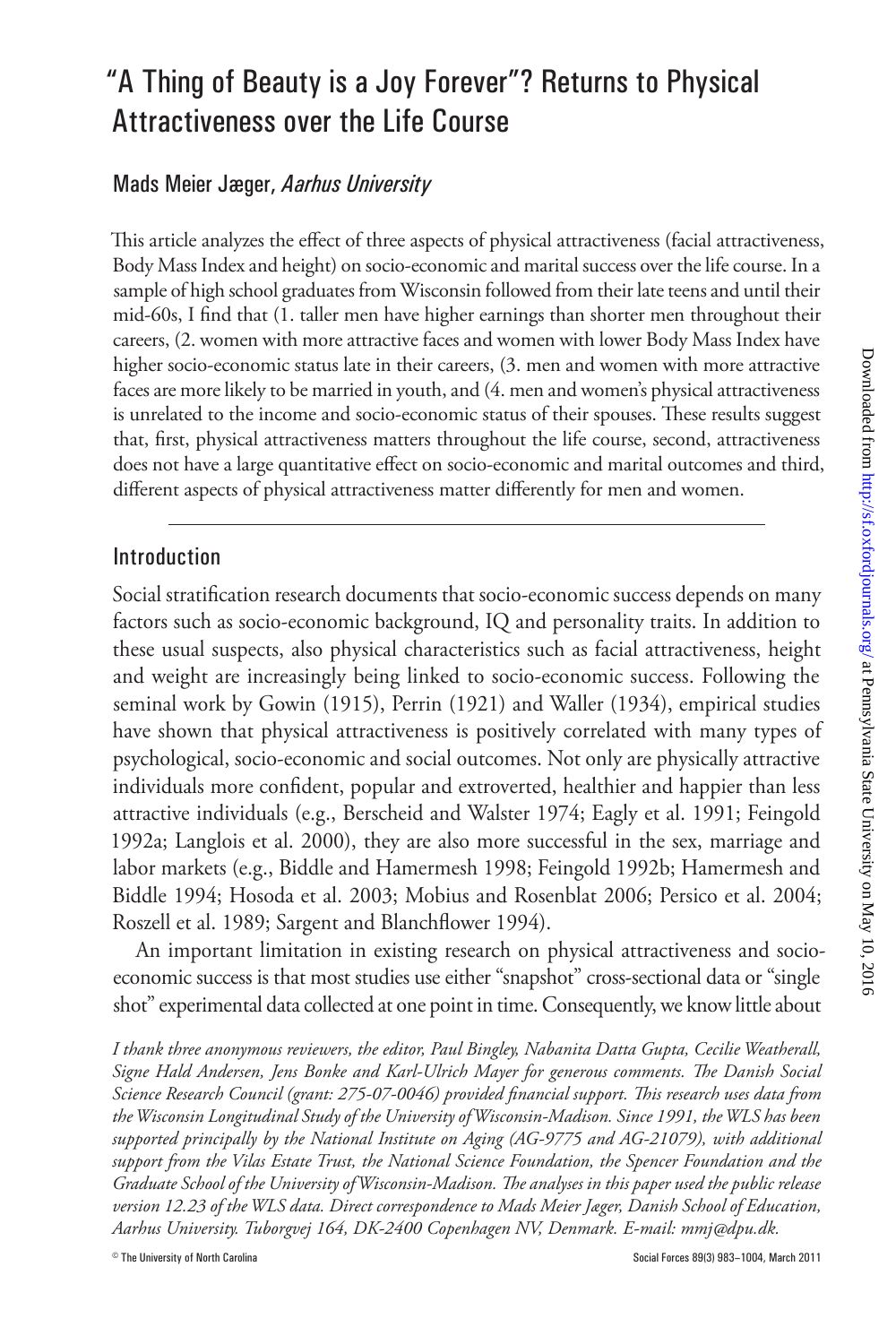# "A Thing of Beauty is a Joy Forever"? Returns to Physical Attractiveness over the Life Course

Mads Meier Jæger, *Aarhus University*

This article analyzes the effect of three aspects of physical attractiveness (facial attractiveness, Body Mass Index and height) on socio-economic and marital success over the life course. In a sample of high school graduates from Wisconsin followed from their late teens and until their mid-60s, I find that (1. taller men have higher earnings than shorter men throughout their careers, (2. women with more attractive faces and women with lower Body Mass Index have higher socio-economic status late in their careers, (3. men and women with more attractive faces are more likely to be married in youth, and (4. men and women's physical attractiveness is unrelated to the income and socio-economic status of their spouses. These results suggest that, first, physical attractiveness matters throughout the life course, second, attractiveness does not have a large quantitative effect on socio-economic and marital outcomes and third, different aspects of physical attractiveness matter differently for men and women.

## Introduction

Social stratification research documents that socio-economic success depends on many factors such as socio-economic background, IQ and personality traits. In addition to these usual suspects, also physical characteristics such as facial attractiveness, height and weight are increasingly being linked to socio-economic success. Following the seminal work by Gowin (1915), Perrin (1921) and Waller (1934), empirical studies have shown that physical attractiveness is positively correlated with many types of psychological, socio-economic and social outcomes. Not only are physically attractive individuals more confident, popular and extroverted, healthier and happier than less attractive individuals (e.g., Berscheid and Walster 1974; Eagly et al. 1991; Feingold 1992a; Langlois et al. 2000), they are also more successful in the sex, marriage and labor markets (e.g., Biddle and Hamermesh 1998; Feingold 1992b; Hamermesh and Biddle 1994; Hosoda et al. 2003; Mobius and Rosenblat 2006; Persico et al. 2004; Roszell et al. 1989; Sargent and Blanchflower 1994).

An important limitation in existing research on physical attractiveness and socio-economic success is that most studies use either "snapshot" cross-sectional data or "single shot" experimental data collected at one point in time. Consequently, we know little about

*I thank three anonymous reviewers, the editor, Paul Bingley, Nabanita Datta Gupta, Cecilie Weatherall, Signe Hald Andersen, Jens Bonke and Karl-Ulrich Mayer for generous comments. The Danish Social Science Research Council (grant: 275-07-0046) provided financial support. This research uses data from the Wisconsin Longitudinal Study of the University of Wisconsin-Madison. Since 1991, the WLS has been supported principally by the National Institute on Aging (AG-9775 and AG-21079), with additional support from the Vilas Estate Trust, the National Science Foundation, the Spencer Foundation and the Graduate School of the University of Wisconsin-Madison. The analyses in this paper used the public release version 12.23 of the WLS data. Direct correspondence to Mads Meier Jæger, Danish School of Education, Aarhus University. Tuborgvej 164, DK-2400 Copenhagen NV, Denmark. E-mail: mmj@dpu.dk.*

© The University of North Carolina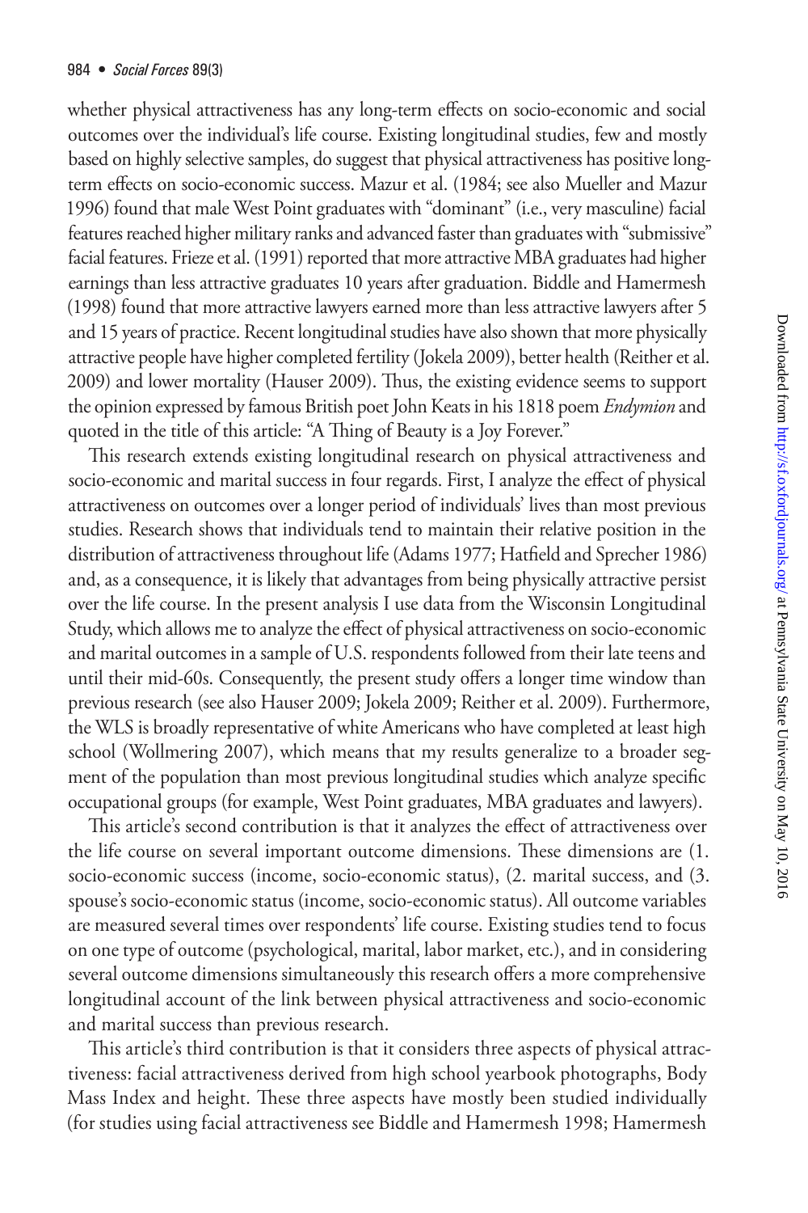whether physical attractiveness has any long-term effects on socio-economic and social outcomes over the individual's life course. Existing longitudinal studies, few and mostly based on highly selective samples, do suggest that physical attractiveness has positive long-term effects on socio-economic success. Mazur et al. (1984; see also Mueller and Mazur 1996) found that male West Point graduates with "dominant" (i.e., very masculine) facial features reached higher military ranks and advanced faster than graduates with "submissive" facial features. Frieze et al. (1991) reported that more attractive MBA graduates had higher earnings than less attractive graduates 10 years after graduation. Biddle and Hamermesh (1998) found that more attractive lawyers earned more than less attractive lawyers after 5 and 15 years of practice. Recent longitudinal studies have also shown that more physically attractive people have higher completed fertility (Jokela 2009), better health (Reither et al. 2009) and lower mortality (Hauser 2009). Thus, the existing evidence seems to support the opinion expressed by famous British poet John Keats in his 1818 poem *Endymion* and quoted in the title of this article: "A Thing of Beauty is a Joy Forever."

This research extends existing longitudinal research on physical attractiveness and socio-economic and marital success in four regards. First, I analyze the effect of physical attractiveness on outcomes over a longer period of individuals' lives than most previous studies. Research shows that individuals tend to maintain their relative position in the distribution of attractiveness throughout life (Adams 1977; Hatfield and Sprecher 1986) and, as a consequence, it is likely that advantages from being physically attractive persist over the life course. In the present analysis I use data from the Wisconsin Longitudinal Study, which allows me to analyze the effect of physical attractiveness on socio-economic and marital outcomes in a sample of U.S. respondents followed from their late teens and until their mid-60s. Consequently, the present study offers a longer time window than previous research (see also Hauser 2009; Jokela 2009; Reither et al. 2009). Furthermore, the WLS is broadly representative of white Americans who have completed at least high school (Wollmering 2007), which means that my results generalize to a broader segment of the population than most previous longitudinal studies which analyze specific occupational groups (for example, West Point graduates, MBA graduates and lawyers).

This article's second contribution is that it analyzes the effect of attractiveness over the life course on several important outcome dimensions. These dimensions are (1. socio-economic success (income, socio-economic status), (2. marital success, and (3. spouse's socio-economic status (income, socio-economic status). All outcome variables are measured several times over respondents' life course. Existing studies tend to focus on one type of outcome (psychological, marital, labor market, etc.), and in considering several outcome dimensions simultaneously this research offers a more comprehensive longitudinal account of the link between physical attractiveness and socio-economic and marital success than previous research.

This article's third contribution is that it considers three aspects of physical attractiveness: facial attractiveness derived from high school yearbook photographs, Body Mass Index and height. These three aspects have mostly been studied individually (for studies using facial attractiveness see Biddle and Hamermesh 1998; Hamermesh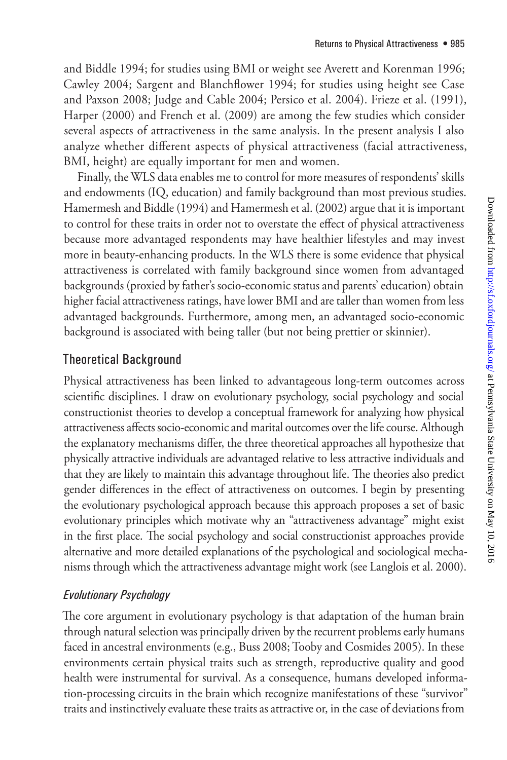and Biddle 1994; for studies using BMI or weight see Averett and Korenman 1996; Cawley 2004; Sargent and Blanchflower 1994; for studies using height see Case and Paxson 2008; Judge and Cable 2004; Persico et al. 2004). Frieze et al. (1991), Harper (2000) and French et al. (2009) are among the few studies which consider several aspects of attractiveness in the same analysis. In the present analysis I also analyze whether different aspects of physical attractiveness (facial attractiveness, BMI, height) are equally important for men and women.

Finally, the WLS data enables me to control for more measures of respondents' skills and endowments (IQ, education) and family background than most previous studies. Hamermesh and Biddle (1994) and Hamermesh et al. (2002) argue that it is important to control for these traits in order not to overstate the effect of physical attractiveness because more advantaged respondents may have healthier lifestyles and may invest more in beauty-enhancing products. In the WLS there is some evidence that physical attractiveness is correlated with family background since women from advantaged backgrounds (proxied by father's socio-economic status and parents' education) obtain higher facial attractiveness ratings, have lower BMI and are taller than women from less advantaged backgrounds. Furthermore, among men, an advantaged socio-economic background is associated with being taller (but not being prettier or skinnier).

## Theoretical Background

Physical attractiveness has been linked to advantageous long-term outcomes across scientific disciplines. I draw on evolutionary psychology, social psychology and social constructionist theories to develop a conceptual framework for analyzing how physical attractiveness affects socio-economic and marital outcomes over the life course. Although the explanatory mechanisms differ, the three theoretical approaches all hypothesize that physically attractive individuals are advantaged relative to less attractive individuals and that they are likely to maintain this advantage throughout life. The theories also predict gender differences in the effect of attractiveness on outcomes. I begin by presenting the evolutionary psychological approach because this approach proposes a set of basic evolutionary principles which motivate why an "attractiveness advantage" might exist in the first place. The social psychology and social constructionist approaches provide alternative and more detailed explanations of the psychological and sociological mechanisms through which the attractiveness advantage might work (see Langlois et al. 2000).

### *Evolutionary Psychology*

The core argument in evolutionary psychology is that adaptation of the human brain through natural selection was principally driven by the recurrent problems early humans faced in ancestral environments (e.g., Buss 2008; Tooby and Cosmides 2005). In these environments certain physical traits such as strength, reproductive quality and good health were instrumental for survival. As a consequence, humans developed information-processing circuits in the brain which recognize manifestations of these "survivor" traits and instinctively evaluate these traits as attractive or, in the case of deviations from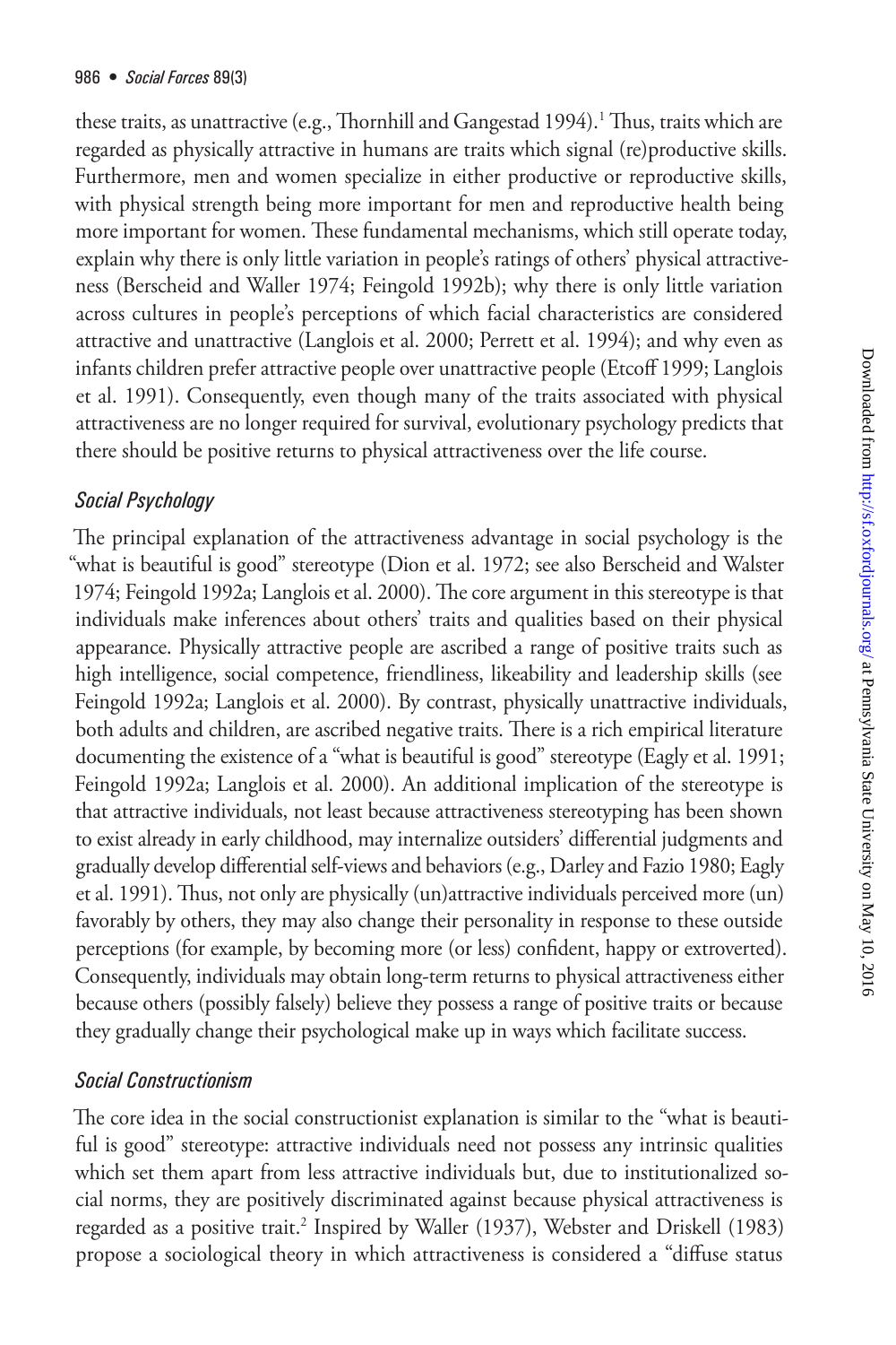these traits, as unattractive (e.g., Thornhill and Gangestad 1994).[1] Thus, traits which are regarded as physically attractive in humans are traits which signal (re)productive skills. Furthermore, men and women specialize in either productive or reproductive skills, with physical strength being more important for men and reproductive health being more important for women. These fundamental mechanisms, which still operate today, explain why there is only little variation in people's ratings of others' physical attractiveness (Berscheid and Waller 1974; Feingold 1992b); why there is only little variation across cultures in people's perceptions of which facial characteristics are considered attractive and unattractive (Langlois et al. 2000; Perrett et al. 1994); and why even as infants children prefer attractive people over unattractive people (Etcoff 1999; Langlois et al. 1991). Consequently, even though many of the traits associated with physical attractiveness are no longer required for survival, evolutionary psychology predicts that there should be positive returns to physical attractiveness over the life course.

### *Social Psychology*

The principal explanation of the attractiveness advantage in social psychology is the "what is beautiful is good" stereotype (Dion et al. 1972; see also Berscheid and Walster 1974; Feingold 1992a; Langlois et al. 2000). The core argument in this stereotype is that individuals make inferences about others' traits and qualities based on their physical appearance. Physically attractive people are ascribed a range of positive traits such as high intelligence, social competence, friendliness, likeability and leadership skills (see Feingold 1992a; Langlois et al. 2000). By contrast, physically unattractive individuals, both adults and children, are ascribed negative traits. There is a rich empirical literature documenting the existence of a "what is beautiful is good" stereotype (Eagly et al. 1991; Feingold 1992a; Langlois et al. 2000). An additional implication of the stereotype is that attractive individuals, not least because attractiveness stereotyping has been shown to exist already in early childhood, may internalize outsiders' differential judgments and gradually develop differential self-views and behaviors (e.g., Darley and Fazio 1980; Eagly et al. 1991). Thus, not only are physically (un)attractive individuals perceived more (un) favorably by others, they may also change their personality in response to these outside perceptions (for example, by becoming more (or less) confident, happy or extroverted). Consequently, individuals may obtain long-term returns to physical attractiveness either because others (possibly falsely) believe they possess a range of positive traits or because they gradually change their psychological make up in ways which facilitate success.

### *Social Constructionism*

The core idea in the social constructionist explanation is similar to the "what is beautiful is good" stereotype: attractive individuals need not possess any intrinsic qualities which set them apart from less attractive individuals but, due to institutionalized social norms, they are positively discriminated against because physical attractiveness is regarded as a positive trait.[2] Inspired by Waller (1937), Webster and Driskell (1983) propose a sociological theory in which attractiveness is considered a "diffuse status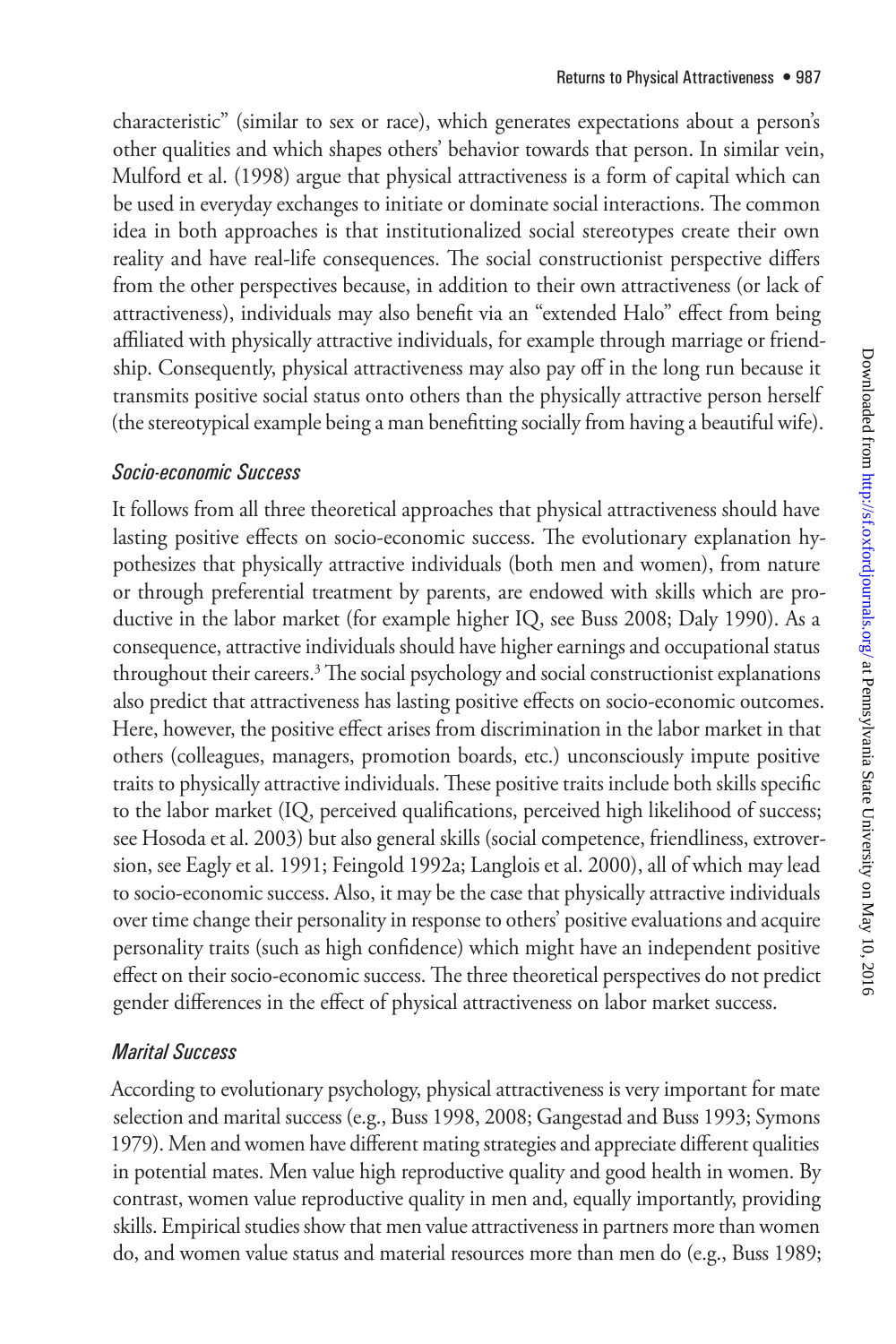characteristic" (similar to sex or race), which generates expectations about a person's other qualities and which shapes others' behavior towards that person. In similar vein, Mulford et al. (1998) argue that physical attractiveness is a form of capital which can be used in everyday exchanges to initiate or dominate social interactions. The common idea in both approaches is that institutionalized social stereotypes create their own reality and have real-life consequences. The social constructionist perspective differs from the other perspectives because, in addition to their own attractiveness (or lack of attractiveness), individuals may also benefit via an "extended Halo" effect from being affiliated with physically attractive individuals, for example through marriage or friendship. Consequently, physical attractiveness may also pay off in the long run because it transmits positive social status onto others than the physically attractive person herself (the stereotypical example being a man benefitting socially from having a beautiful wife).

### *Socio-economic Success*

It follows from all three theoretical approaches that physical attractiveness should have lasting positive effects on socio-economic success. The evolutionary explanation hypothesizes that physically attractive individuals (both men and women), from nature or through preferential treatment by parents, are endowed with skills which are productive in the labor market (for example higher IQ, see Buss 2008; Daly 1990). As a consequence, attractive individuals should have higher earnings and occupational status throughout their careers.[3] The social psychology and social constructionist explanations also predict that attractiveness has lasting positive effects on socio-economic outcomes. Here, however, the positive effect arises from discrimination in the labor market in that others (colleagues, managers, promotion boards, etc.) unconsciously impute positive traits to physically attractive individuals. These positive traits include both skills specific to the labor market (IQ, perceived qualifications, perceived high likelihood of success; see Hosoda et al. 2003) but also general skills (social competence, friendliness, extroversion, see Eagly et al. 1991; Feingold 1992a; Langlois et al. 2000), all of which may lead to socio-economic success. Also, it may be the case that physically attractive individuals over time change their personality in response to others' positive evaluations and acquire personality traits (such as high confidence) which might have an independent positive effect on their socio-economic success. The three theoretical perspectives do not predict gender differences in the effect of physical attractiveness on labor market success.

### *Marital Success*

According to evolutionary psychology, physical attractiveness is very important for mate selection and marital success (e.g., Buss 1998, 2008; Gangestad and Buss 1993; Symons 1979). Men and women have different mating strategies and appreciate different qualities in potential mates. Men value high reproductive quality and good health in women. By contrast, women value reproductive quality in men and, equally importantly, providing skills. Empirical studies show that men value attractiveness in partners more than women do, and women value status and material resources more than men do (e.g., Buss 1989;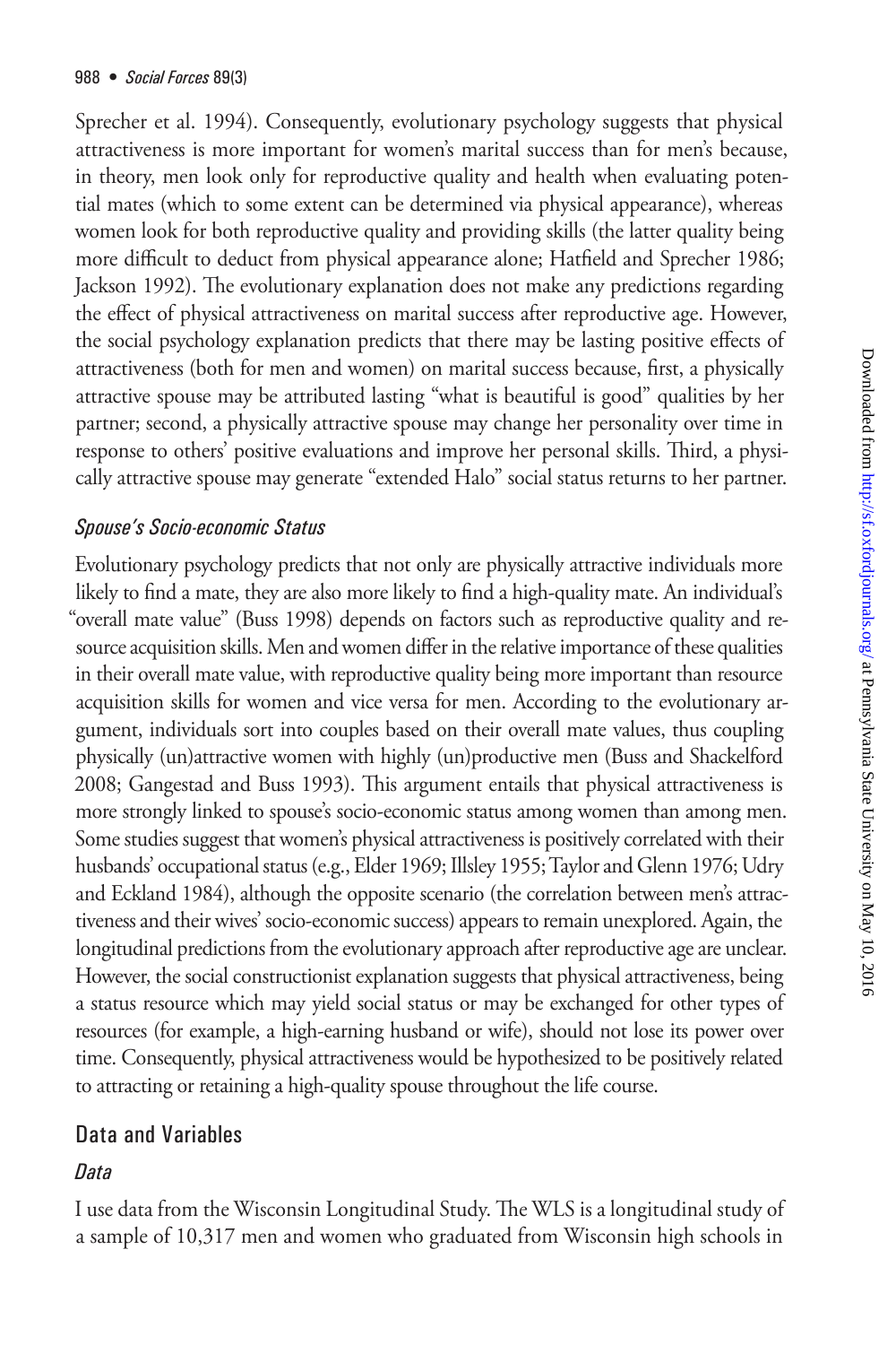Sprecher et al. 1994). Consequently, evolutionary psychology suggests that physical attractiveness is more important for women's marital success than for men's because, in theory, men look only for reproductive quality and health when evaluating potential mates (which to some extent can be determined via physical appearance), whereas women look for both reproductive quality and providing skills (the latter quality being more difficult to deduct from physical appearance alone; Hatfield and Sprecher 1986; Jackson 1992). The evolutionary explanation does not make any predictions regarding the effect of physical attractiveness on marital success after reproductive age. However, the social psychology explanation predicts that there may be lasting positive effects of attractiveness (both for men and women) on marital success because, first, a physically attractive spouse may be attributed lasting "what is beautiful is good" qualities by her partner; second, a physically attractive spouse may change her personality over time in response to others' positive evaluations and improve her personal skills. Third, a physically attractive spouse may generate "extended Halo" social status returns to her partner.

### *Spouse's Socio-economic Status*

Evolutionary psychology predicts that not only are physically attractive individuals more likely to find a mate, they are also more likely to find a high-quality mate. An individual's "overall mate value" (Buss 1998) depends on factors such as reproductive quality and resource acquisition skills. Men and women differ in the relative importance of these qualities in their overall mate value, with reproductive quality being more important than resource acquisition skills for women and vice versa for men. According to the evolutionary argument, individuals sort into couples based on their overall mate values, thus coupling physically (un)attractive women with highly (un)productive men (Buss and Shackelford 2008; Gangestad and Buss 1993). This argument entails that physical attractiveness is more strongly linked to spouse's socio-economic status among women than among men. Some studies suggest that women's physical attractiveness is positively correlated with their husbands' occupational status (e.g., Elder 1969; Illsley 1955; Taylor and Glenn 1976; Udry and Eckland 1984), although the opposite scenario (the correlation between men's attractiveness and their wives' socio-economic success) appears to remain unexplored. Again, the longitudinal predictions from the evolutionary approach after reproductive age are unclear. However, the social constructionist explanation suggests that physical attractiveness, being a status resource which may yield social status or may be exchanged for other types of resources (for example, a high-earning husband or wife), should not lose its power over time. Consequently, physical attractiveness would be hypothesized to be positively related to attracting or retaining a high-quality spouse throughout the life course.

## Data and Variables

### *Data*

I use data from the Wisconsin Longitudinal Study. The WLS is a longitudinal study of a sample of 10,317 men and women who graduated from Wisconsin high schools in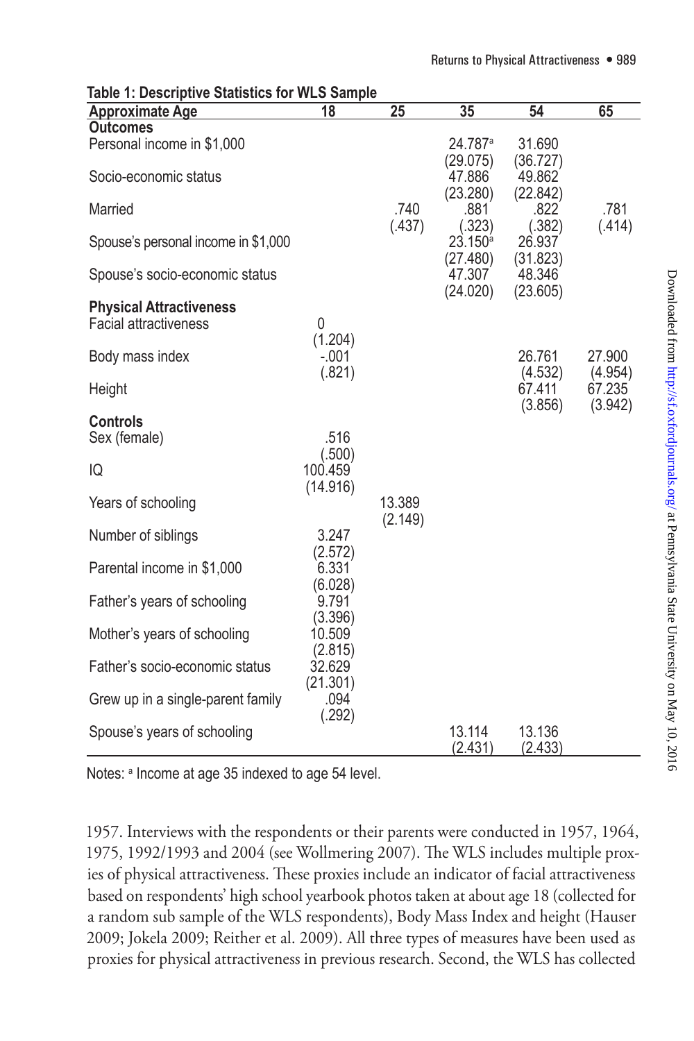**Table 1: Descriptive Statistics for WLS Sample**

| Approximate Age | 18 | 25 | 35 | 54 | 65 |
|---|---|---|---|---|---|
| **Outcomes** | | | | | |
| Personal income in $1,000 | | | 24.787[a] (29.075) | 31.690 (36.727) | |
| Socio-economic status | | | 47.886 (23.280) | 49.862 (22.842) | |
| Married | | .740 (.437) | .881 (.323) | .822 (.382) | .781 (.414) |
| Spouse's personal income in $1,000 | | | 23.150[a] (27.480) | 26.937 (31.823) | |
| Spouse's socio-economic status | | | 47.307 (24.020) | 48.346 (23.605) | |
| **Physical Attractiveness** | | | | | |
| Facial attractiveness | 0 (1.204) | | | | |
| Body mass index | -.001 (.821) | | | 26.761 (4.532) | 27.900 (4.954) |
| Height | | | | 67.411 (3.856) | 67.235 (3.942) |
| **Controls** | | | | | |
| Sex (female) | .516 (.500) | | | | |
| IQ | 100.459 (14.916) | | | | |
| Years of schooling | | 13.389 (2.149) | | | |
| Number of siblings | 3.247 (2.572) | | | | |
| Parental income in $1,000 | 6.331 (6.028) | | | | |
| Father's years of schooling | 9.791 (3.396) | | | | |
| Mother's years of schooling | 10.509 (2.815) | | | | |
| Father's socio-economic status | 32.629 (21.301) | | | | |
| Grew up in a single-parent family | .094 (.292) | | | | |
| Spouse's years of schooling | | | 13.114 (2.431) | 13.136 (2.433) | |

Notes: [a] Income at age 35 indexed to age 54 level.

1957. Interviews with the respondents or their parents were conducted in 1957, 1964, 1975, 1992/1993 and 2004 (see Wollmering 2007). The WLS includes multiple proxies of physical attractiveness. These proxies include an indicator of facial attractiveness based on respondents' high school yearbook photos taken at about age 18 (collected for a random sub sample of the WLS respondents), Body Mass Index and height (Hauser 2009; Jokela 2009; Reither et al. 2009). All three types of measures have been used as proxies for physical attractiveness in previous research. Second, the WLS has collected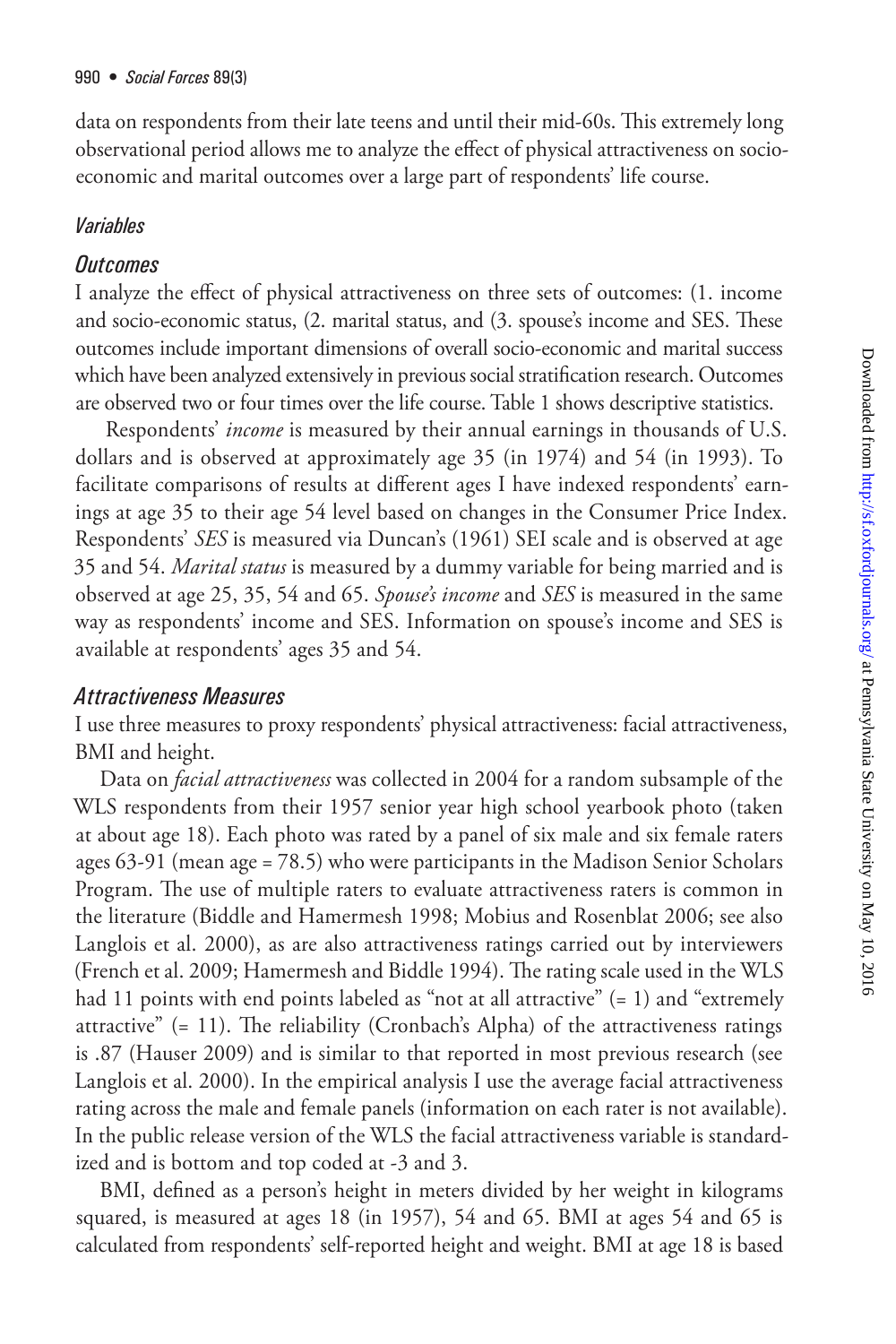data on respondents from their late teens and until their mid-60s. This extremely long observational period allows me to analyze the effect of physical attractiveness on socio-economic and marital outcomes over a large part of respondents' life course.

### *Variables*

### *Outcomes*

I analyze the effect of physical attractiveness on three sets of outcomes: (1. income and socio-economic status, (2. marital status, and (3. spouse's income and SES. These outcomes include important dimensions of overall socio-economic and marital success which have been analyzed extensively in previous social stratification research. Outcomes are observed two or four times over the life course. Table 1 shows descriptive statistics.

Respondents' *income* is measured by their annual earnings in thousands of U.S. dollars and is observed at approximately age 35 (in 1974) and 54 (in 1993). To facilitate comparisons of results at different ages I have indexed respondents' earnings at age 35 to their age 54 level based on changes in the Consumer Price Index. Respondents' *SES* is measured via Duncan's (1961) SEI scale and is observed at age 35 and 54. *Marital status* is measured by a dummy variable for being married and is observed at age 25, 35, 54 and 65. *Spouse's income* and *SES* is measured in the same way as respondents' income and SES. Information on spouse's income and SES is available at respondents' ages 35 and 54.

### *Attractiveness Measures*

I use three measures to proxy respondents' physical attractiveness: facial attractiveness, BMI and height.

Data on *facial attractiveness* was collected in 2004 for a random subsample of the WLS respondents from their 1957 senior year high school yearbook photo (taken at about age 18). Each photo was rated by a panel of six male and six female raters ages 63-91 (mean age = 78.5) who were participants in the Madison Senior Scholars Program. The use of multiple raters to evaluate attractiveness raters is common in the literature (Biddle and Hamermesh 1998; Mobius and Rosenblat 2006; see also Langlois et al. 2000), as are also attractiveness ratings carried out by interviewers (French et al. 2009; Hamermesh and Biddle 1994). The rating scale used in the WLS had 11 points with end points labeled as "not at all attractive" (= 1) and "extremely attractive" (= 11). The reliability (Cronbach's Alpha) of the attractiveness ratings is .87 (Hauser 2009) and is similar to that reported in most previous research (see Langlois et al. 2000). In the empirical analysis I use the average facial attractiveness rating across the male and female panels (information on each rater is not available). In the public release version of the WLS the facial attractiveness variable is standardized and is bottom and top coded at -3 and 3.

BMI, defined as a person's height in meters divided by her weight in kilograms squared, is measured at ages 18 (in 1957), 54 and 65. BMI at ages 54 and 65 is calculated from respondents' self-reported height and weight. BMI at age 18 is based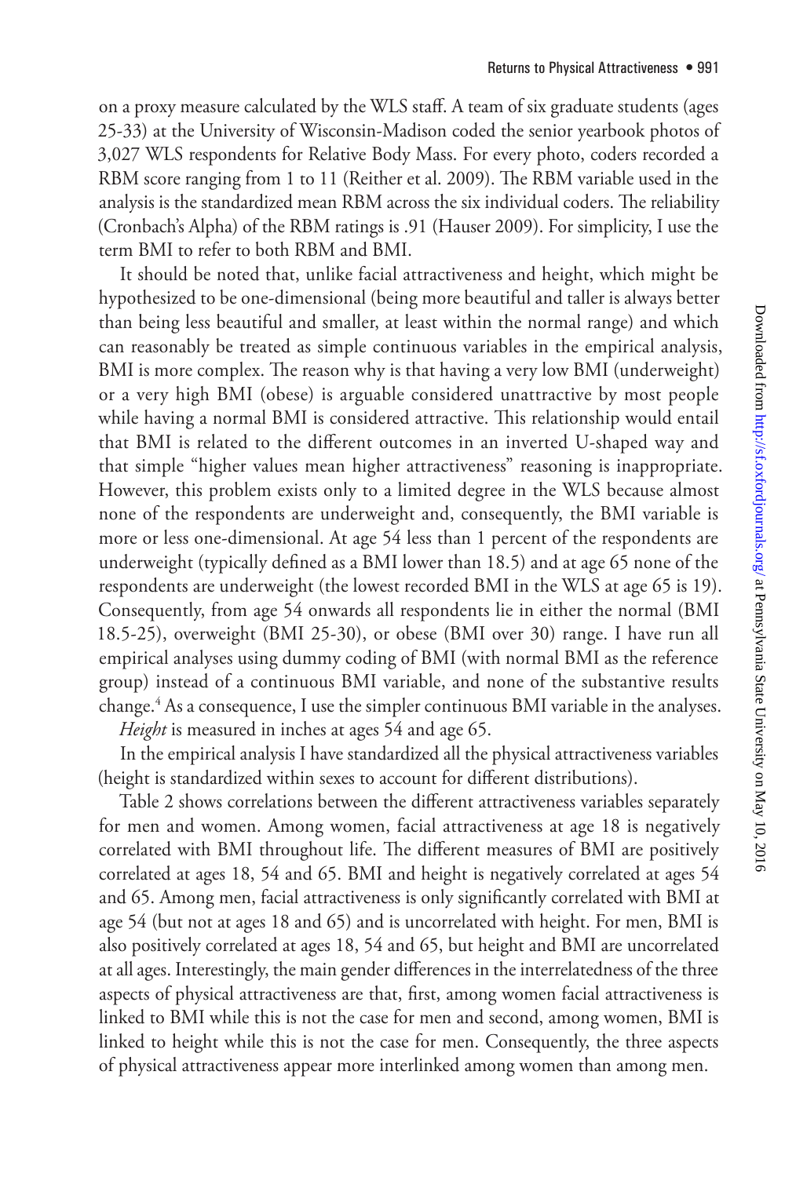on a proxy measure calculated by the WLS staff. A team of six graduate students (ages 25-33) at the University of Wisconsin-Madison coded the senior yearbook photos of 3,027 WLS respondents for Relative Body Mass. For every photo, coders recorded a RBM score ranging from 1 to 11 (Reither et al. 2009). The RBM variable used in the analysis is the standardized mean RBM across the six individual coders. The reliability (Cronbach's Alpha) of the RBM ratings is .91 (Hauser 2009). For simplicity, I use the term BMI to refer to both RBM and BMI.

It should be noted that, unlike facial attractiveness and height, which might be hypothesized to be one-dimensional (being more beautiful and taller is always better than being less beautiful and smaller, at least within the normal range) and which can reasonably be treated as simple continuous variables in the empirical analysis, BMI is more complex. The reason why is that having a very low BMI (underweight) or a very high BMI (obese) is arguable considered unattractive by most people while having a normal BMI is considered attractive. This relationship would entail that BMI is related to the different outcomes in an inverted U-shaped way and that simple "higher values mean higher attractiveness" reasoning is inappropriate. However, this problem exists only to a limited degree in the WLS because almost none of the respondents are underweight and, consequently, the BMI variable is more or less one-dimensional. At age 54 less than 1 percent of the respondents are underweight (typically defined as a BMI lower than 18.5) and at age 65 none of the respondents are underweight (the lowest recorded BMI in the WLS at age 65 is 19). Consequently, from age 54 onwards all respondents lie in either the normal (BMI 18.5-25), overweight (BMI 25-30), or obese (BMI over 30) range. I have run all empirical analyses using dummy coding of BMI (with normal BMI as the reference group) instead of a continuous BMI variable, and none of the substantive results change.[4] As a consequence, I use the simpler continuous BMI variable in the analyses.

*Height* is measured in inches at ages 54 and age 65.

In the empirical analysis I have standardized all the physical attractiveness variables (height is standardized within sexes to account for different distributions).

Table 2 shows correlations between the different attractiveness variables separately for men and women. Among women, facial attractiveness at age 18 is negatively correlated with BMI throughout life. The different measures of BMI are positively correlated at ages 18, 54 and 65. BMI and height is negatively correlated at ages 54 and 65. Among men, facial attractiveness is only significantly correlated with BMI at age 54 (but not at ages 18 and 65) and is uncorrelated with height. For men, BMI is also positively correlated at ages 18, 54 and 65, but height and BMI are uncorrelated at all ages. Interestingly, the main gender differences in the interrelatedness of the three aspects of physical attractiveness are that, first, among women facial attractiveness is linked to BMI while this is not the case for men and second, among women, BMI is linked to height while this is not the case for men. Consequently, the three aspects of physical attractiveness appear more interlinked among women than among men.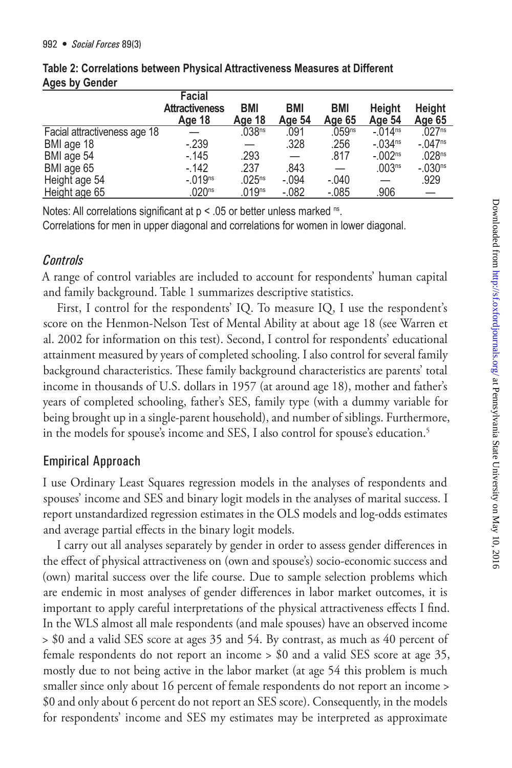**Table 2: Correlations between Physical Attractiveness Measures at Different Ages by Gender**

| | Facial Attractiveness Age 18 | BMI Age 18 | BMI Age 54 | BMI Age 65 | Height Age 54 | Height Age 65 |
|---|---|---|---|---|---|---|
| Facial attractiveness age 18 | — | .038[ns] | .091 | .059[ns] | -.014[ns] | .027[ns] |
| BMI age 18 | -.239 | — | .328 | .256 | -.034[ns] | -.047[ns] |
| BMI age 54 | -.145 | .293 | — | .817 | -.002[ns] | .028[ns] |
| BMI age 65 | -.142 | .237 | .843 | — | .003[ns] | -.030[ns] |
| Height age 54 | -.019[ns] | .025[ns] | -.094 | -.040 | — | .929 |
| Height age 65 | .020[ns] | .019[ns] | -.082 | -.085 | .906 | — |

Notes: All correlations significant at $p < .05$ or better unless marked [ns].
Correlations for men in upper diagonal and correlations for women in lower diagonal.

### *Controls*

A range of control variables are included to account for respondents' human capital and family background. Table 1 summarizes descriptive statistics.

First, I control for the respondents' IQ. To measure IQ, I use the respondent's score on the Henmon-Nelson Test of Mental Ability at about age 18 (see Warren et al. 2002 for information on this test). Second, I control for respondents' educational attainment measured by years of completed schooling. I also control for several family background characteristics. These family background characteristics are parents' total income in thousands of U.S. dollars in 1957 (at around age 18), mother and father's years of completed schooling, father's SES, family type (with a dummy variable for being brought up in a single-parent household), and number of siblings. Furthermore, in the models for spouse's income and SES, I also control for spouse's education.[5]

## Empirical Approach

I use Ordinary Least Squares regression models in the analyses of respondents and spouses' income and SES and binary logit models in the analyses of marital success. I report unstandardized regression estimates in the OLS models and log-odds estimates and average partial effects in the binary logit models.

I carry out all analyses separately by gender in order to assess gender differences in the effect of physical attractiveness on (own and spouse's) socio-economic success and (own) marital success over the life course. Due to sample selection problems which are endemic in most analyses of gender differences in labor market outcomes, it is important to apply careful interpretations of the physical attractiveness effects I find. In the WLS almost all male respondents (and male spouses) have an observed income > \$0 and a valid SES score at ages 35 and 54. By contrast, as much as 40 percent of female respondents do not report an income > \$0 and a valid SES score at age 35, mostly due to not being active in the labor market (at age 54 this problem is much smaller since only about 16 percent of female respondents do not report an income > \$0 and only about 6 percent do not report an SES score). Consequently, in the models for respondents' income and SES my estimates may be interpreted as approximate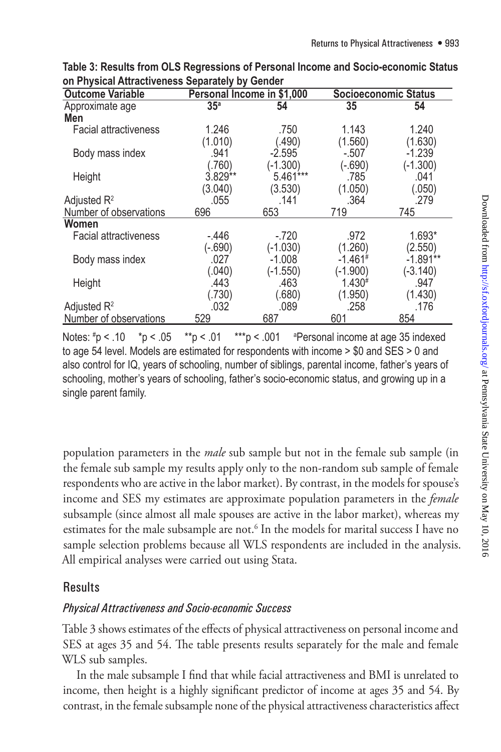**Table 3: Results from OLS Regressions of Personal Income and Socio-economic Status on Physical Attractiveness Separately by Gender**

| Outcome Variable | Personal Income in $1,000 | | Socioeconomic Status | |
|---|---|---|---|---|
| Approximate age | 35[a] | 54 | 35 | 54 |
| **Men** | | | | |
| Facial attractiveness | 1.246 | .750 | 1.143 | 1.240 |
| | (1.010) | (.490) | (1.560) | (1.630) |
| Body mass index | .941 | -2.595 | -.507 | -1.239 |
| | (.760) | (-1.300) | (-.690) | (-1.300) |
| Height | 3.829** | 5.461*** | .785 | .041 |
| | (3.040) | (3.530) | (1.050) | (.050) |
| Adjusted $R^2$ | .055 | .141 | .364 | .279 |
| Number of observations | 696 | 653 | 719 | 745 |
| **Women** | | | | |
| Facial attractiveness | -.446 | -.720 | .972 | 1.693* |
| | (-.690) | (-1.030) | (1.260) | (2.550) |
| Body mass index | .027 | -1.008 | -1.461# | -1.891** |
| | (.040) | (-1.550) | (-1.900) | (-3.140) |
| Height | .443 | .463 | 1.430# | .947 |
| | (.730) | (.680) | (1.950) | (1.430) |
| Adjusted $R^2$ | .032 | .089 | .258 | .176 |
| Number of observations | 529 | 687 | 601 | 854 |

Notes: #p < .10 &nbsp; *p < .05 &nbsp; **p < .01 &nbsp; ***p < .001 &nbsp; [a]Personal income at age 35 indexed to age 54 level. Models are estimated for respondents with income > $0 and SES > 0 and also control for IQ, years of schooling, number of siblings, parental income, father's years of schooling, mother's years of schooling, father's socio-economic status, and growing up in a single parent family.

population parameters in the *male* sub sample but not in the female sub sample (in the female sub sample my results apply only to the non-random sub sample of female respondents who are active in the labor market). By contrast, in the models for spouse's income and SES my estimates are approximate population parameters in the *female* subsample (since almost all male spouses are active in the labor market), whereas my estimates for the male subsample are not.[6] In the models for marital success I have no sample selection problems because all WLS respondents are included in the analysis. All empirical analyses were carried out using Stata.

## Results

### *Physical Attractiveness and Socio-economic Success*

Table 3 shows estimates of the effects of physical attractiveness on personal income and SES at ages 35 and 54. The table presents results separately for the male and female WLS sub samples.

In the male subsample I find that while facial attractiveness and BMI is unrelated to income, then height is a highly significant predictor of income at ages 35 and 54. By contrast, in the female subsample none of the physical attractiveness characteristics affect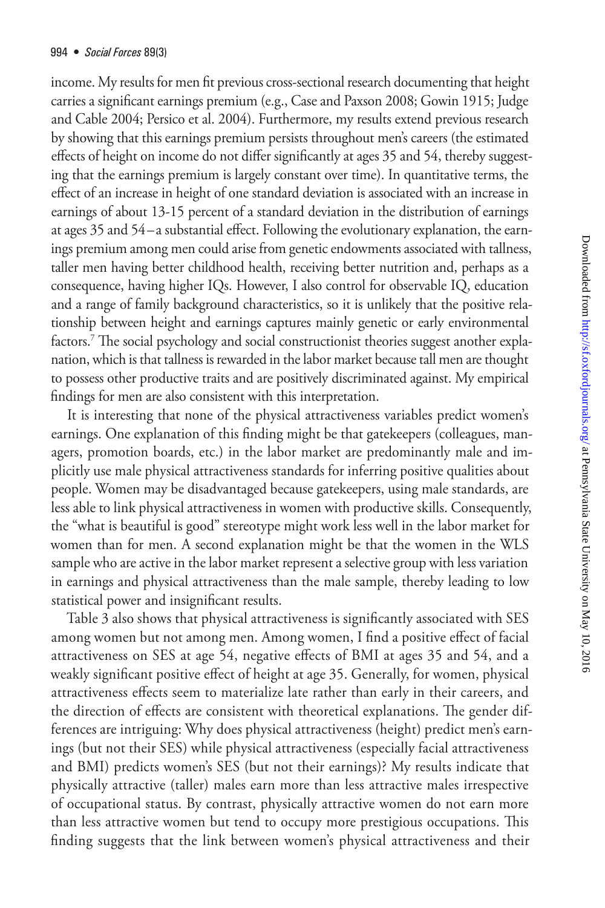income. My results for men fit previous cross-sectional research documenting that height carries a significant earnings premium (e.g., Case and Paxson 2008; Gowin 1915; Judge and Cable 2004; Persico et al. 2004). Furthermore, my results extend previous research by showing that this earnings premium persists throughout men's careers (the estimated effects of height on income do not differ significantly at ages 35 and 54, thereby suggesting that the earnings premium is largely constant over time). In quantitative terms, the effect of an increase in height of one standard deviation is associated with an increase in earnings of about 13-15 percent of a standard deviation in the distribution of earnings at ages 35 and 54 – a substantial effect. Following the evolutionary explanation, the earnings premium among men could arise from genetic endowments associated with tallness, taller men having better childhood health, receiving better nutrition and, perhaps as a consequence, having higher IQs. However, I also control for observable IQ, education and a range of family background characteristics, so it is unlikely that the positive relationship between height and earnings captures mainly genetic or early environmental factors.[7] The social psychology and social constructionist theories suggest another explanation, which is that tallness is rewarded in the labor market because tall men are thought to possess other productive traits and are positively discriminated against. My empirical findings for men are also consistent with this interpretation.

It is interesting that none of the physical attractiveness variables predict women's earnings. One explanation of this finding might be that gatekeepers (colleagues, managers, promotion boards, etc.) in the labor market are predominantly male and implicitly use male physical attractiveness standards for inferring positive qualities about people. Women may be disadvantaged because gatekeepers, using male standards, are less able to link physical attractiveness in women with productive skills. Consequently, the "what is beautiful is good" stereotype might work less well in the labor market for women than for men. A second explanation might be that the women in the WLS sample who are active in the labor market represent a selective group with less variation in earnings and physical attractiveness than the male sample, thereby leading to low statistical power and insignificant results.

Table 3 also shows that physical attractiveness is significantly associated with SES among women but not among men. Among women, I find a positive effect of facial attractiveness on SES at age 54, negative effects of BMI at ages 35 and 54, and a weakly significant positive effect of height at age 35. Generally, for women, physical attractiveness effects seem to materialize late rather than early in their careers, and the direction of effects are consistent with theoretical explanations. The gender differences are intriguing: Why does physical attractiveness (height) predict men's earnings (but not their SES) while physical attractiveness (especially facial attractiveness and BMI) predicts women's SES (but not their earnings)? My results indicate that physically attractive (taller) males earn more than less attractive males irrespective of occupational status. By contrast, physically attractive women do not earn more than less attractive women but tend to occupy more prestigious occupations. This finding suggests that the link between women's physical attractiveness and their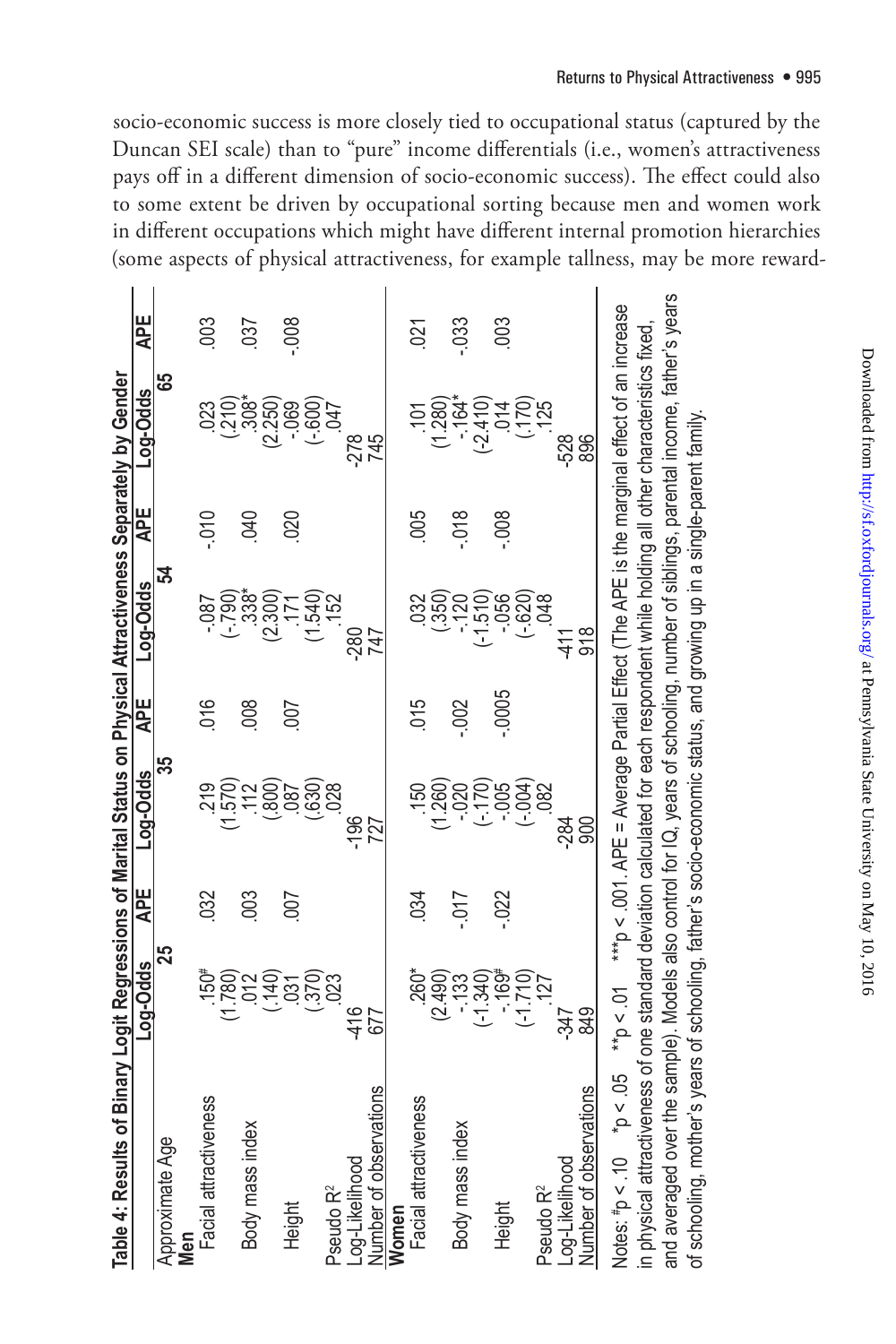socio-economic success is more closely tied to occupational status (captured by the Duncan SEI scale) than to "pure" income differentials (i.e., women's attractiveness pays off in a different dimension of socio-economic success). The effect could also to some extent be driven by occupational sorting because men and women work in different occupations which might have different internal promotion hierarchies (some aspects of physical attractiveness, for example tallness, may be more reward-

**Table 4: Results of Binary Logit Regressions of Marital Status on Physical Attractiveness Separately by Gender**

| | Log-Odds | APE | Log-Odds | APE | Log-Odds | APE | Log-Odds | APE |
|---|---|---|---|---|---|---|---|---|
| Approximate Age | 25 | | 35 | | 54 | | 65 | |
| **Men** | | | | | | | | |
| Facial attractiveness | .150# | .032 | .219 | .016 | -.087 | -.010 | .023 | .003 |
| | (1.780) | | (1.570) | | (-.790) | | (.210) | |
| Body mass index | .012 | .003 | .112 | .008 | .338* | .040 | .308* | .037 |
| | (.140) | | (.800) | | (2.300) | | (2.250) | |
| Height | .031 | .007 | .087 | .007 | .171 | .020 | -.069 | -.008 |
| | (.370) | | (.630) | | (1.540) | | (-.600) | |
| Pseudo $R^2$ | .023 | | .028 | | .152 | | .047 | |
| Log-Likelihood | -416 | | -196 | | -280 | | -278 | |
| Number of observations | 677 | | 727 | | 747 | | 745 | |
| **Women** | | | | | | | | |
| Facial attractiveness | .260* | .034 | .150 | .015 | .032 | .005 | .101 | .021 |
| | (2.490) | | (1.260) | | (.350) | | (1.280) | |
| Body mass index | -.133 | -.017 | -.020 | -.002 | -.120 | -.018 | -.164* | -.033 |
| | (-1.340) | | (-.170) | | (-1.510) | | (-2.410) | |
| Height | -.169# | -.022 | -.005 | -.0005 | -.056 | -.008 | .014 | .003 |
| | (-1.710) | | (-.004) | | (-.620) | | (.170) | |
| Pseudo $R^2$ | .127 | | .082 | | .048 | | .125 | |
| Log-Likelihood | -347 | | -284 | | -411 | | -528 | |
| Number of observations | 849 | | 900 | | 918 | | 896 | |

Notes: #p < .10 *p < .05 **p < .01 ***p < .001. APE = Average Partial Effect (The APE is the marginal effect of an increase in physical attractiveness of one standard deviation calculated for each respondent while holding all other characteristics fixed, and averaged over the sample). Models also control for IQ, years of schooling, number of siblings, parental income, father's years of schooling, mother's years of schooling, father's socio-economic status, and growing up in a single-parent family.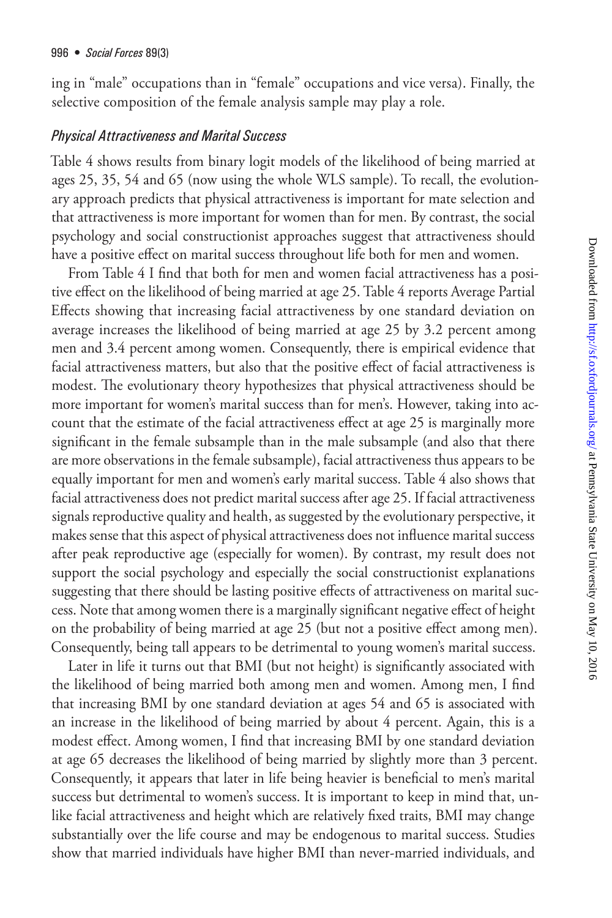ing in "male" occupations than in "female" occupations and vice versa). Finally, the selective composition of the female analysis sample may play a role.

### *Physical Attractiveness and Marital Success*

Table 4 shows results from binary logit models of the likelihood of being married at ages 25, 35, 54 and 65 (now using the whole WLS sample). To recall, the evolutionary approach predicts that physical attractiveness is important for mate selection and that attractiveness is more important for women than for men. By contrast, the social psychology and social constructionist approaches suggest that attractiveness should have a positive effect on marital success throughout life both for men and women.

From Table 4 I find that both for men and women facial attractiveness has a positive effect on the likelihood of being married at age 25. Table 4 reports Average Partial Effects showing that increasing facial attractiveness by one standard deviation on average increases the likelihood of being married at age 25 by 3.2 percent among men and 3.4 percent among women. Consequently, there is empirical evidence that facial attractiveness matters, but also that the positive effect of facial attractiveness is modest. The evolutionary theory hypothesizes that physical attractiveness should be more important for women's marital success than for men's. However, taking into account that the estimate of the facial attractiveness effect at age 25 is marginally more significant in the female subsample than in the male subsample (and also that there are more observations in the female subsample), facial attractiveness thus appears to be equally important for men and women's early marital success. Table 4 also shows that facial attractiveness does not predict marital success after age 25. If facial attractiveness signals reproductive quality and health, as suggested by the evolutionary perspective, it makes sense that this aspect of physical attractiveness does not influence marital success after peak reproductive age (especially for women). By contrast, my result does not support the social psychology and especially the social constructionist explanations suggesting that there should be lasting positive effects of attractiveness on marital success. Note that among women there is a marginally significant negative effect of height on the probability of being married at age 25 (but not a positive effect among men). Consequently, being tall appears to be detrimental to young women's marital success.

Later in life it turns out that BMI (but not height) is significantly associated with the likelihood of being married both among men and women. Among men, I find that increasing BMI by one standard deviation at ages 54 and 65 is associated with an increase in the likelihood of being married by about 4 percent. Again, this is a modest effect. Among women, I find that increasing BMI by one standard deviation at age 65 decreases the likelihood of being married by slightly more than 3 percent. Consequently, it appears that later in life being heavier is beneficial to men's marital success but detrimental to women's success. It is important to keep in mind that, unlike facial attractiveness and height which are relatively fixed traits, BMI may change substantially over the life course and may be endogenous to marital success. Studies show that married individuals have higher BMI than never-married individuals, and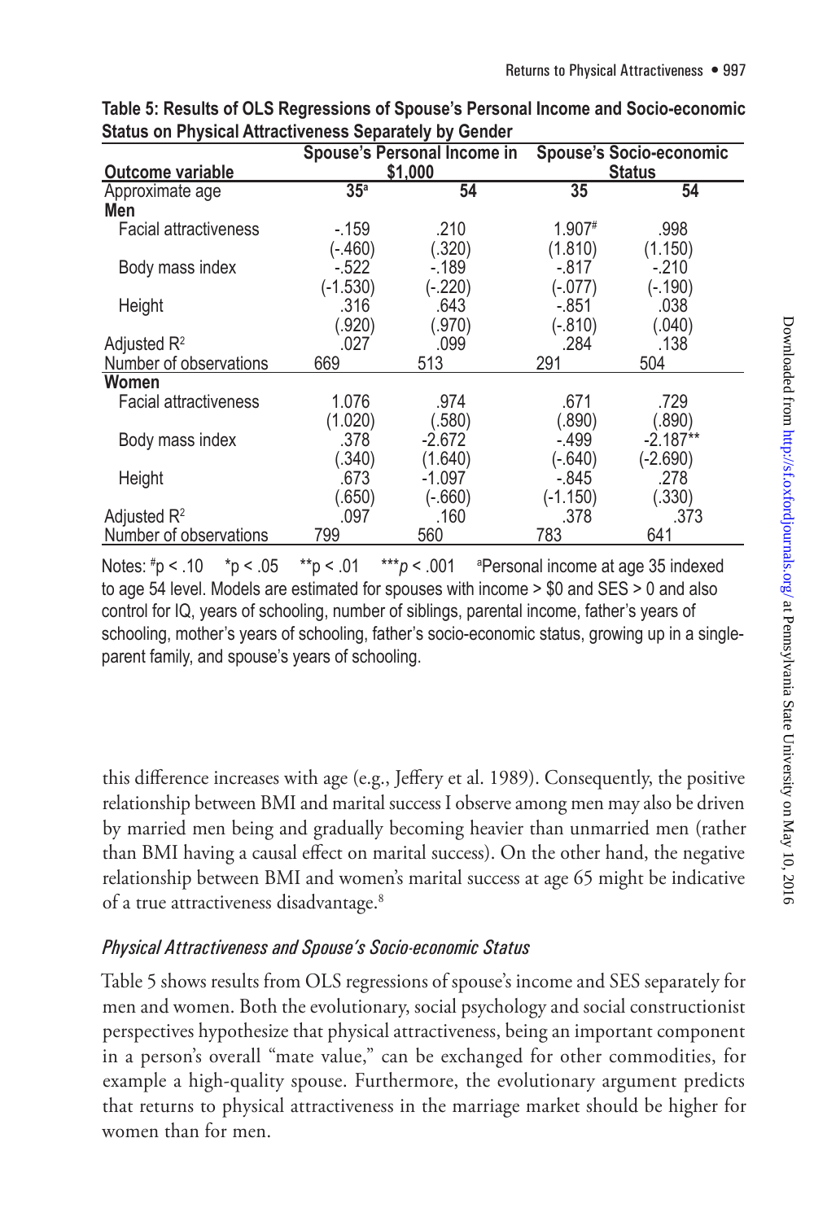**Table 5: Results of OLS Regressions of Spouse's Personal Income and Socio-economic Status on Physical Attractiveness Separately by Gender**

| Outcome variable | Spouse's Personal Income in \$1,000 | | Spouse's Socio-economic Status | |
|---|---|---|---|---|
| Approximate age | 35[a] | 54 | 35 | 54 |
| **Men** | | | | |
| Facial attractiveness | -.159 | .210 | 1.907[#] | .998 |
| | (-.460) | (.320) | (1.810) | (1.150) |
| Body mass index | -.522 | -.189 | -.817 | -.210 |
| | (-1.530) | (-.220) | (-.077) | (-.190) |
| Height | .316 | .643 | -.851 | .038 |
| | (.920) | (.970) | (-.810) | (.040) |
| Adjusted $R^2$ | .027 | .099 | .284 | .138 |
| Number of observations | 669 | 513 | 291 | 504 |
| **Women** | | | | |
| Facial attractiveness | 1.076 | .974 | .671 | .729 |
| | (1.020) | (.580) | (.890) | (.890) |
| Body mass index | .378 | -2.672 | -.499 | -2.187** |
| | (.340) | (1.640) | (-.640) | (-2.690) |
| Height | .673 | -1.097 | -.845 | .278 |
| | (.650) | (-.660) | (-1.150) | (.330) |
| Adjusted $R^2$ | .097 | .160 | .378 | .373 |
| Number of observations | 799 | 560 | 783 | 641 |

Notes: [#]$p < .10$ \*$p < .05$ \*\*$p < .01$ \*\*\*$p < .001$ [a]Personal income at age 35 indexed to age 54 level. Models are estimated for spouses with income > \$0 and SES > 0 and also control for IQ, years of schooling, number of siblings, parental income, father's years of schooling, mother's years of schooling, father's socio-economic status, growing up in a single-parent family, and spouse's years of schooling.

this difference increases with age (e.g., Jeffery et al. 1989). Consequently, the positive relationship between BMI and marital success I observe among men may also be driven by married men being and gradually becoming heavier than unmarried men (rather than BMI having a causal effect on marital success). On the other hand, the negative relationship between BMI and women's marital success at age 65 might be indicative of a true attractiveness disadvantage.[8]

### *Physical Attractiveness and Spouse's Socio-economic Status*

Table 5 shows results from OLS regressions of spouse's income and SES separately for men and women. Both the evolutionary, social psychology and social constructionist perspectives hypothesize that physical attractiveness, being an important component in a person's overall "mate value," can be exchanged for other commodities, for example a high-quality spouse. Furthermore, the evolutionary argument predicts that returns to physical attractiveness in the marriage market should be higher for women than for men.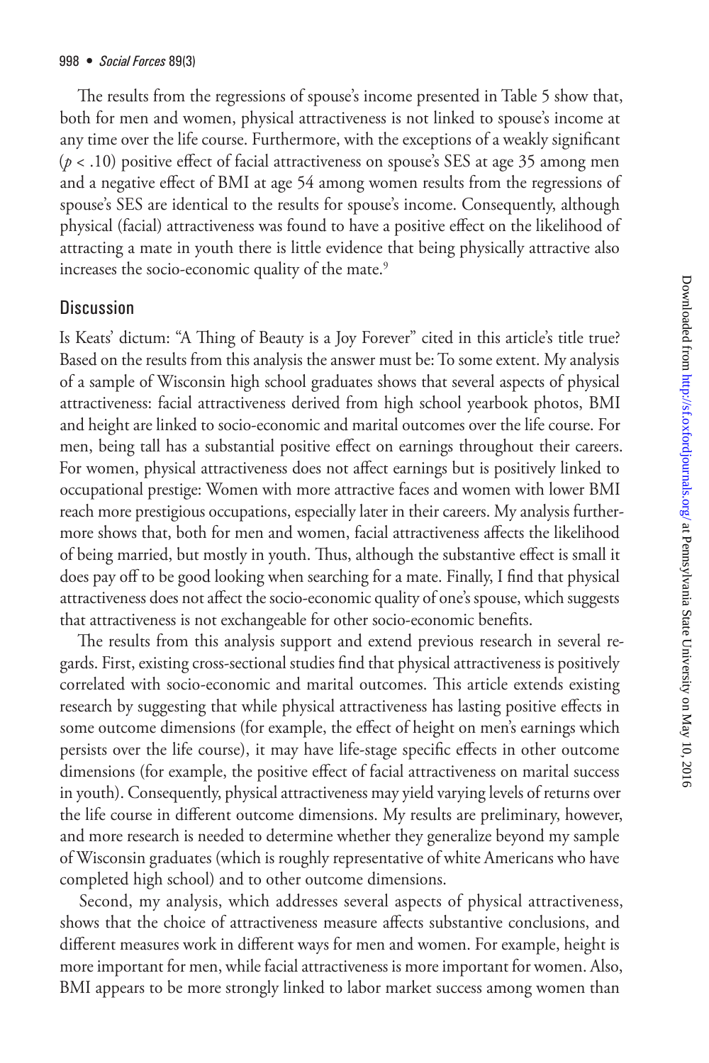The results from the regressions of spouse's income presented in Table 5 show that, both for men and women, physical attractiveness is not linked to spouse's income at any time over the life course. Furthermore, with the exceptions of a weakly significant ($p < .10$) positive effect of facial attractiveness on spouse's SES at age 35 among men and a negative effect of BMI at age 54 among women results from the regressions of spouse's SES are identical to the results for spouse's income. Consequently, although physical (facial) attractiveness was found to have a positive effect on the likelihood of attracting a mate in youth there is little evidence that being physically attractive also increases the socio-economic quality of the mate.[9]

## Discussion

Is Keats' dictum: "A Thing of Beauty is a Joy Forever" cited in this article's title true? Based on the results from this analysis the answer must be: To some extent. My analysis of a sample of Wisconsin high school graduates shows that several aspects of physical attractiveness: facial attractiveness derived from high school yearbook photos, BMI and height are linked to socio-economic and marital outcomes over the life course. For men, being tall has a substantial positive effect on earnings throughout their careers. For women, physical attractiveness does not affect earnings but is positively linked to occupational prestige: Women with more attractive faces and women with lower BMI reach more prestigious occupations, especially later in their careers. My analysis furthermore shows that, both for men and women, facial attractiveness affects the likelihood of being married, but mostly in youth. Thus, although the substantive effect is small it does pay off to be good looking when searching for a mate. Finally, I find that physical attractiveness does not affect the socio-economic quality of one's spouse, which suggests that attractiveness is not exchangeable for other socio-economic benefits.

The results from this analysis support and extend previous research in several regards. First, existing cross-sectional studies find that physical attractiveness is positively correlated with socio-economic and marital outcomes. This article extends existing research by suggesting that while physical attractiveness has lasting positive effects in some outcome dimensions (for example, the effect of height on men's earnings which persists over the life course), it may have life-stage specific effects in other outcome dimensions (for example, the positive effect of facial attractiveness on marital success in youth). Consequently, physical attractiveness may yield varying levels of returns over the life course in different outcome dimensions. My results are preliminary, however, and more research is needed to determine whether they generalize beyond my sample of Wisconsin graduates (which is roughly representative of white Americans who have completed high school) and to other outcome dimensions.

Second, my analysis, which addresses several aspects of physical attractiveness, shows that the choice of attractiveness measure affects substantive conclusions, and different measures work in different ways for men and women. For example, height is more important for men, while facial attractiveness is more important for women. Also, BMI appears to be more strongly linked to labor market success among women than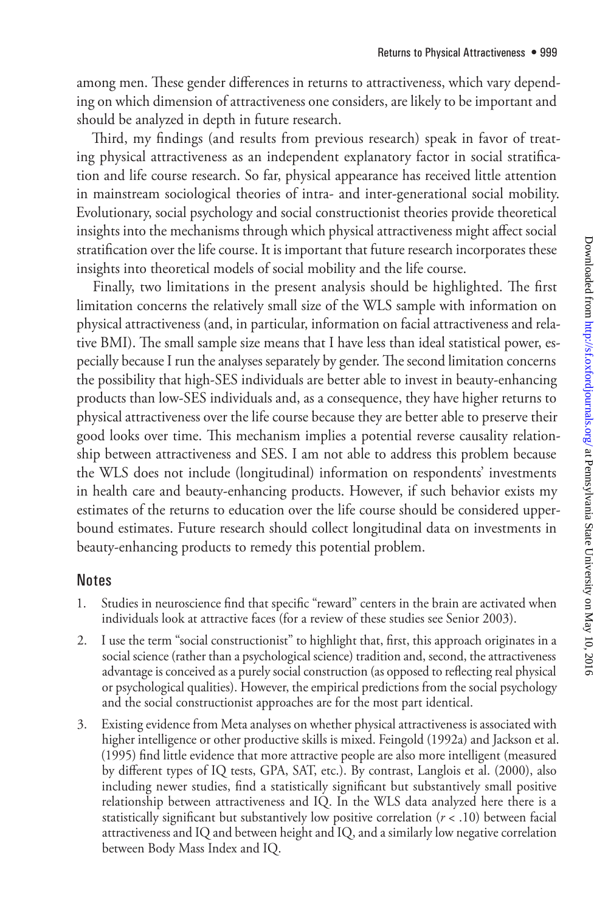among men. These gender differences in returns to attractiveness, which vary depending on which dimension of attractiveness one considers, are likely to be important and should be analyzed in depth in future research.

Third, my findings (and results from previous research) speak in favor of treating physical attractiveness as an independent explanatory factor in social stratification and life course research. So far, physical appearance has received little attention in mainstream sociological theories of intra- and inter-generational social mobility. Evolutionary, social psychology and social constructionist theories provide theoretical insights into the mechanisms through which physical attractiveness might affect social stratification over the life course. It is important that future research incorporates these insights into theoretical models of social mobility and the life course.

Finally, two limitations in the present analysis should be highlighted. The first limitation concerns the relatively small size of the WLS sample with information on physical attractiveness (and, in particular, information on facial attractiveness and relative BMI). The small sample size means that I have less than ideal statistical power, especially because I run the analyses separately by gender. The second limitation concerns the possibility that high-SES individuals are better able to invest in beauty-enhancing products than low-SES individuals and, as a consequence, they have higher returns to physical attractiveness over the life course because they are better able to preserve their good looks over time. This mechanism implies a potential reverse causality relationship between attractiveness and SES. I am not able to address this problem because the WLS does not include (longitudinal) information on respondents' investments in health care and beauty-enhancing products. However, if such behavior exists my estimates of the returns to education over the life course should be considered upper-bound estimates. Future research should collect longitudinal data on investments in beauty-enhancing products to remedy this potential problem.

## Notes

1. Studies in neuroscience find that specific "reward" centers in the brain are activated when individuals look at attractive faces (for a review of these studies see Senior 2003).
2. I use the term "social constructionist" to highlight that, first, this approach originates in a social science (rather than a psychological science) tradition and, second, the attractiveness advantage is conceived as a purely social construction (as opposed to reflecting real physical or psychological qualities). However, the empirical predictions from the social psychology and the social constructionist approaches are for the most part identical.
3. Existing evidence from Meta analyses on whether physical attractiveness is associated with higher intelligence or other productive skills is mixed. Feingold (1992a) and Jackson et al. (1995) find little evidence that more attractive people are also more intelligent (measured by different types of IQ tests, GPA, SAT, etc.). By contrast, Langlois et al. (2000), also including newer studies, find a statistically significant but substantively small positive relationship between attractiveness and IQ. In the WLS data analyzed here there is a statistically significant but substantively low positive correlation ($r < .10$) between facial attractiveness and IQ and between height and IQ, and a similarly low negative correlation between Body Mass Index and IQ.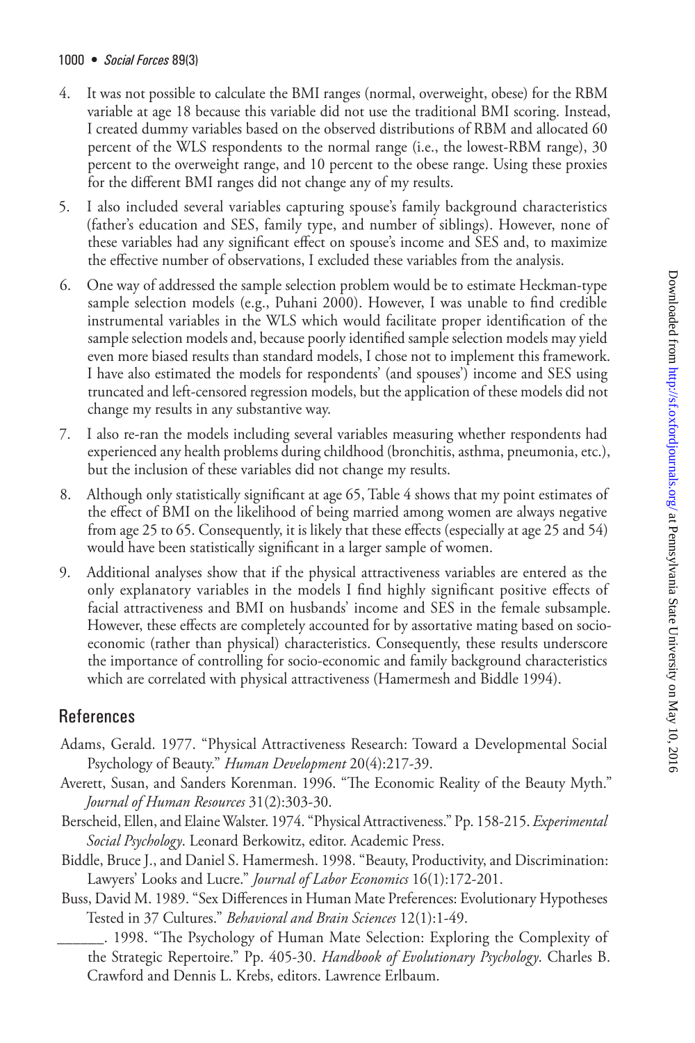4. It was not possible to calculate the BMI ranges (normal, overweight, obese) for the RBM variable at age 18 because this variable did not use the traditional BMI scoring. Instead, I created dummy variables based on the observed distributions of RBM and allocated 60 percent of the WLS respondents to the normal range (i.e., the lowest-RBM range), 30 percent to the overweight range, and 10 percent to the obese range. Using these proxies for the different BMI ranges did not change any of my results.
5. I also included several variables capturing spouse's family background characteristics (father's education and SES, family type, and number of siblings). However, none of these variables had any significant effect on spouse's income and SES and, to maximize the effective number of observations, I excluded these variables from the analysis.
6. One way of addressed the sample selection problem would be to estimate Heckman-type sample selection models (e.g., Puhani 2000). However, I was unable to find credible instrumental variables in the WLS which would facilitate proper identification of the sample selection models and, because poorly identified sample selection models may yield even more biased results than standard models, I chose not to implement this framework. I have also estimated the models for respondents' (and spouses') income and SES using truncated and left-censored regression models, but the application of these models did not change my results in any substantive way.
7. I also re-ran the models including several variables measuring whether respondents had experienced any health problems during childhood (bronchitis, asthma, pneumonia, etc.), but the inclusion of these variables did not change my results.
8. Although only statistically significant at age 65, Table 4 shows that my point estimates of the effect of BMI on the likelihood of being married among women are always negative from age 25 to 65. Consequently, it is likely that these effects (especially at age 25 and 54) would have been statistically significant in a larger sample of women.
9. Additional analyses show that if the physical attractiveness variables are entered as the only explanatory variables in the models I find highly significant positive effects of facial attractiveness and BMI on husbands' income and SES in the female subsample. However, these effects are completely accounted for by assortative mating based on socio-economic (rather than physical) characteristics. Consequently, these results underscore the importance of controlling for socio-economic and family background characteristics which are correlated with physical attractiveness (Hamermesh and Biddle 1994).

## References

Adams, Gerald. 1977. "Physical Attractiveness Research: Toward a Developmental Social Psychology of Beauty." *Human Development* 20(4):217-39.

Averett, Susan, and Sanders Korenman. 1996. "The Economic Reality of the Beauty Myth." *Journal of Human Resources* 31(2):303-30.

Berscheid, Ellen, and Elaine Walster. 1974. "Physical Attractiveness." Pp. 158-215. *Experimental Social Psychology*. Leonard Berkowitz, editor. Academic Press.

Biddle, Bruce J., and Daniel S. Hamermesh. 1998. "Beauty, Productivity, and Discrimination: Lawyers' Looks and Lucre." *Journal of Labor Economics* 16(1):172-201.

Buss, David M. 1989. "Sex Differences in Human Mate Preferences: Evolutionary Hypotheses Tested in 37 Cultures." *Behavioral and Brain Sciences* 12(1):1-49.

______. 1998. "The Psychology of Human Mate Selection: Exploring the Complexity of the Strategic Repertoire." Pp. 405-30. *Handbook of Evolutionary Psychology*. Charles B. Crawford and Dennis L. Krebs, editors. Lawrence Erlbaum.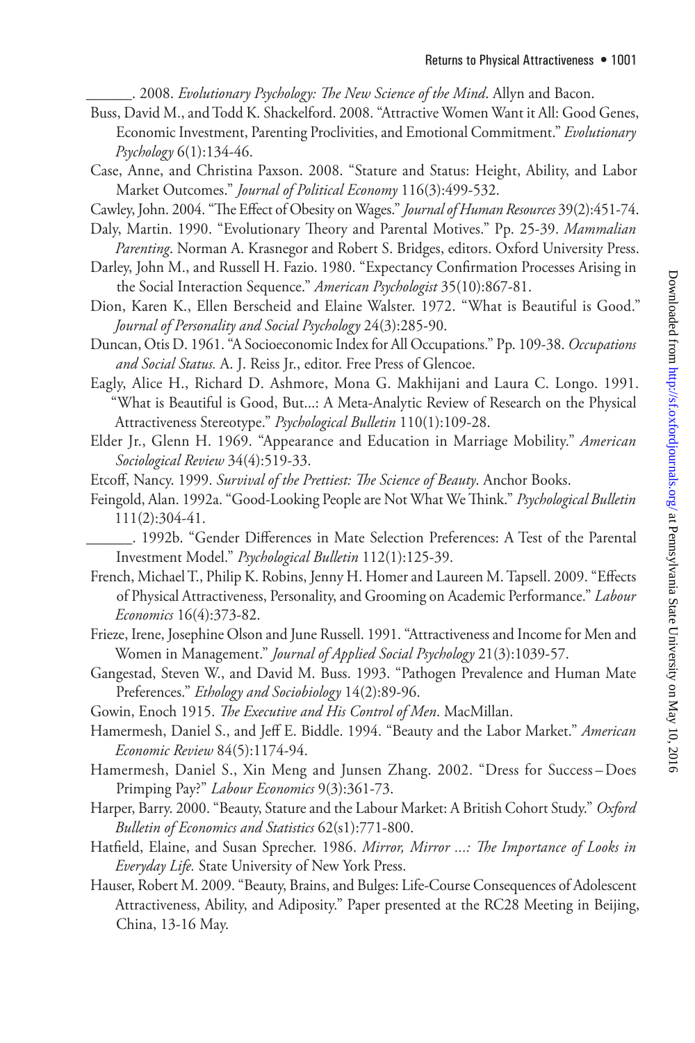______. 2008. *Evolutionary Psychology: The New Science of the Mind*. Allyn and Bacon.

Buss, David M., and Todd K. Shackelford. 2008. "Attractive Women Want it All: Good Genes, Economic Investment, Parenting Proclivities, and Emotional Commitment." *Evolutionary Psychology* 6(1):134-46.

Case, Anne, and Christina Paxson. 2008. "Stature and Status: Height, Ability, and Labor Market Outcomes." *Journal of Political Economy* 116(3):499-532.

Cawley, John. 2004. "The Effect of Obesity on Wages." *Journal of Human Resources* 39(2):451-74.

Daly, Martin. 1990. "Evolutionary Theory and Parental Motives." Pp. 25-39. *Mammalian Parenting*. Norman A. Krasnegor and Robert S. Bridges, editors. Oxford University Press.

Darley, John M., and Russell H. Fazio. 1980. "Expectancy Confirmation Processes Arising in the Social Interaction Sequence." *American Psychologist* 35(10):867-81.

Dion, Karen K., Ellen Berscheid and Elaine Walster. 1972. "What is Beautiful is Good." *Journal of Personality and Social Psychology* 24(3):285-90.

Duncan, Otis D. 1961. "A Socioeconomic Index for All Occupations." Pp. 109-38. *Occupations and Social Status.* A. J. Reiss Jr., editor. Free Press of Glencoe.

Eagly, Alice H., Richard D. Ashmore, Mona G. Makhijani and Laura C. Longo. 1991. "What is Beautiful is Good, But...: A Meta-Analytic Review of Research on the Physical Attractiveness Stereotype." *Psychological Bulletin* 110(1):109-28.

Elder Jr., Glenn H. 1969. "Appearance and Education in Marriage Mobility." *American Sociological Review* 34(4):519-33.

Etcoff, Nancy. 1999. *Survival of the Prettiest: The Science of Beauty*. Anchor Books.

Feingold, Alan. 1992a. "Good-Looking People are Not What We Think." *Psychological Bulletin* 111(2):304-41.

______. 1992b. "Gender Differences in Mate Selection Preferences: A Test of the Parental Investment Model." *Psychological Bulletin* 112(1):125-39.

French, Michael T., Philip K. Robins, Jenny H. Homer and Laureen M. Tapsell. 2009. "Effects of Physical Attractiveness, Personality, and Grooming on Academic Performance." *Labour Economics* 16(4):373-82.

Frieze, Irene, Josephine Olson and June Russell. 1991. "Attractiveness and Income for Men and Women in Management." *Journal of Applied Social Psychology* 21(3):1039-57.

Gangestad, Steven W., and David M. Buss. 1993. "Pathogen Prevalence and Human Mate Preferences." *Ethology and Sociobiology* 14(2):89-96.

Gowin, Enoch 1915. *The Executive and His Control of Men*. MacMillan.

Hamermesh, Daniel S., and Jeff E. Biddle. 1994. "Beauty and the Labor Market." *American Economic Review* 84(5):1174-94.

Hamermesh, Daniel S., Xin Meng and Junsen Zhang. 2002. "Dress for Success – Does Primping Pay?" *Labour Economics* 9(3):361-73.

Harper, Barry. 2000. "Beauty, Stature and the Labour Market: A British Cohort Study." *Oxford Bulletin of Economics and Statistics* 62(s1):771-800.

Hatfield, Elaine, and Susan Sprecher. 1986. *Mirror, Mirror ...: The Importance of Looks in Everyday Life.* State University of New York Press.

Hauser, Robert M. 2009. "Beauty, Brains, and Bulges: Life-Course Consequences of Adolescent Attractiveness, Ability, and Adiposity." Paper presented at the RC28 Meeting in Beijing, China, 13-16 May.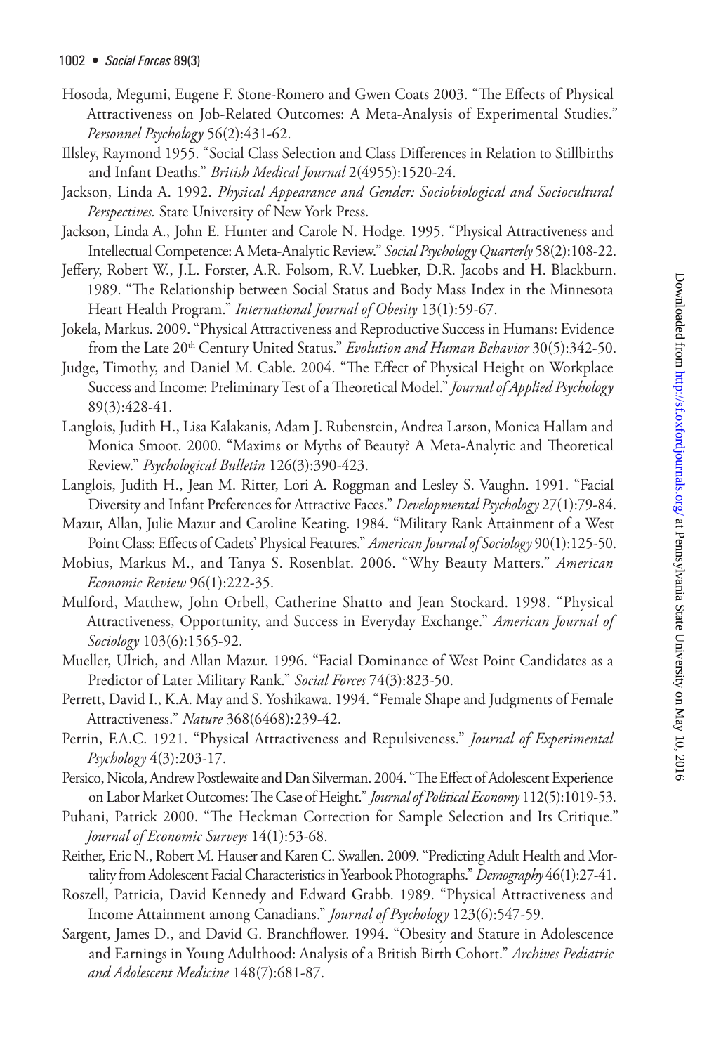Hosoda, Megumi, Eugene F. Stone-Romero and Gwen Coats 2003. "The Effects of Physical Attractiveness on Job-Related Outcomes: A Meta-Analysis of Experimental Studies." *Personnel Psychology* 56(2):431-62.

Illsley, Raymond 1955. "Social Class Selection and Class Differences in Relation to Stillbirths and Infant Deaths." *British Medical Journal* 2(4955):1520-24.

Jackson, Linda A. 1992. *Physical Appearance and Gender: Sociobiological and Sociocultural Perspectives.* State University of New York Press.

Jackson, Linda A., John E. Hunter and Carole N. Hodge. 1995. "Physical Attractiveness and Intellectual Competence: A Meta-Analytic Review." *Social Psychology Quarterly* 58(2):108-22.

Jeffery, Robert W., J.L. Forster, A.R. Folsom, R.V. Luebker, D.R. Jacobs and H. Blackburn. 1989. "The Relationship between Social Status and Body Mass Index in the Minnesota Heart Health Program." *International Journal of Obesity* 13(1):59-67.

Jokela, Markus. 2009. "Physical Attractiveness and Reproductive Success in Humans: Evidence from the Late 20th Century United Status." *Evolution and Human Behavior* 30(5):342-50.

Judge, Timothy, and Daniel M. Cable. 2004. "The Effect of Physical Height on Workplace Success and Income: Preliminary Test of a Theoretical Model." *Journal of Applied Psychology* 89(3):428-41.

Langlois, Judith H., Lisa Kalakanis, Adam J. Rubenstein, Andrea Larson, Monica Hallam and Monica Smoot. 2000. "Maxims or Myths of Beauty? A Meta-Analytic and Theoretical Review." *Psychological Bulletin* 126(3):390-423.

Langlois, Judith H., Jean M. Ritter, Lori A. Roggman and Lesley S. Vaughn. 1991. "Facial Diversity and Infant Preferences for Attractive Faces." *Developmental Psychology* 27(1):79-84.

Mazur, Allan, Julie Mazur and Caroline Keating. 1984. "Military Rank Attainment of a West Point Class: Effects of Cadets' Physical Features." *American Journal of Sociology* 90(1):125-50.

Mobius, Markus M., and Tanya S. Rosenblat. 2006. "Why Beauty Matters." *American Economic Review* 96(1):222-35.

Mulford, Matthew, John Orbell, Catherine Shatto and Jean Stockard. 1998. "Physical Attractiveness, Opportunity, and Success in Everyday Exchange." *American Journal of Sociology* 103(6):1565-92.

Mueller, Ulrich, and Allan Mazur. 1996. "Facial Dominance of West Point Candidates as a Predictor of Later Military Rank." *Social Forces* 74(3):823-50.

Perrett, David I., K.A. May and S. Yoshikawa. 1994. "Female Shape and Judgments of Female Attractiveness." *Nature* 368(6468):239-42.

Perrin, F.A.C. 1921. "Physical Attractiveness and Repulsiveness." *Journal of Experimental Psychology* 4(3):203-17.

Persico, Nicola, Andrew Postlewaite and Dan Silverman. 2004. "The Effect of Adolescent Experience on Labor Market Outcomes: The Case of Height." *Journal of Political Economy* 112(5):1019-53.

Puhani, Patrick 2000. "The Heckman Correction for Sample Selection and Its Critique." *Journal of Economic Surveys* 14(1):53-68.

Reither, Eric N., Robert M. Hauser and Karen C. Swallen. 2009. "Predicting Adult Health and Mortality from Adolescent Facial Characteristics in Yearbook Photographs." *Demography* 46(1):27-41.

Roszell, Patricia, David Kennedy and Edward Grabb. 1989. "Physical Attractiveness and Income Attainment among Canadians." *Journal of Psychology* 123(6):547-59.

Sargent, James D., and David G. Branchflower. 1994. "Obesity and Stature in Adolescence and Earnings in Young Adulthood: Analysis of a British Birth Cohort." *Archives Pediatric and Adolescent Medicine* 148(7):681-87.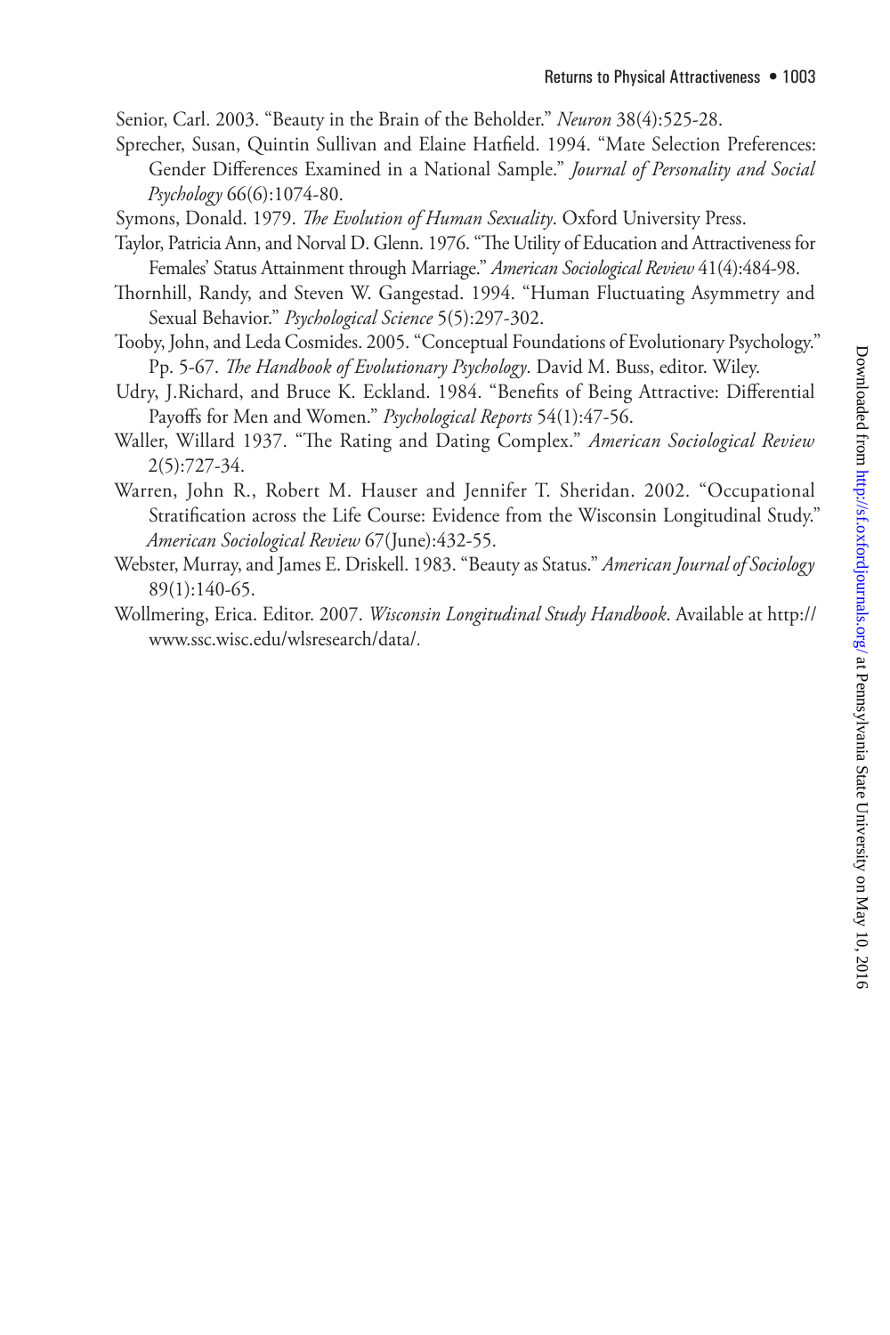Senior, Carl. 2003. "Beauty in the Brain of the Beholder." *Neuron* 38(4):525-28.

Sprecher, Susan, Quintin Sullivan and Elaine Hatfield. 1994. "Mate Selection Preferences: Gender Differences Examined in a National Sample." *Journal of Personality and Social Psychology* 66(6):1074-80.

Symons, Donald. 1979. *The Evolution of Human Sexuality*. Oxford University Press.

Taylor, Patricia Ann, and Norval D. Glenn. 1976. "The Utility of Education and Attractiveness for Females' Status Attainment through Marriage." *American Sociological Review* 41(4):484-98.

Thornhill, Randy, and Steven W. Gangestad. 1994. "Human Fluctuating Asymmetry and Sexual Behavior." *Psychological Science* 5(5):297-302.

Tooby, John, and Leda Cosmides. 2005. "Conceptual Foundations of Evolutionary Psychology." Pp. 5-67. *The Handbook of Evolutionary Psychology*. David M. Buss, editor. Wiley.

Udry, J.Richard, and Bruce K. Eckland. 1984. "Benefits of Being Attractive: Differential Payoffs for Men and Women." *Psychological Reports* 54(1):47-56.

Waller, Willard 1937. "The Rating and Dating Complex." *American Sociological Review* 2(5):727-34.

Warren, John R., Robert M. Hauser and Jennifer T. Sheridan. 2002. "Occupational Stratification across the Life Course: Evidence from the Wisconsin Longitudinal Study." *American Sociological Review* 67(June):432-55.

Webster, Murray, and James E. Driskell. 1983. "Beauty as Status." *American Journal of Sociology* 89(1):140-65.

Wollmering, Erica. Editor. 2007. *Wisconsin Longitudinal Study Handbook*. Available at http://www.ssc.wisc.edu/wlsresearch/data/.